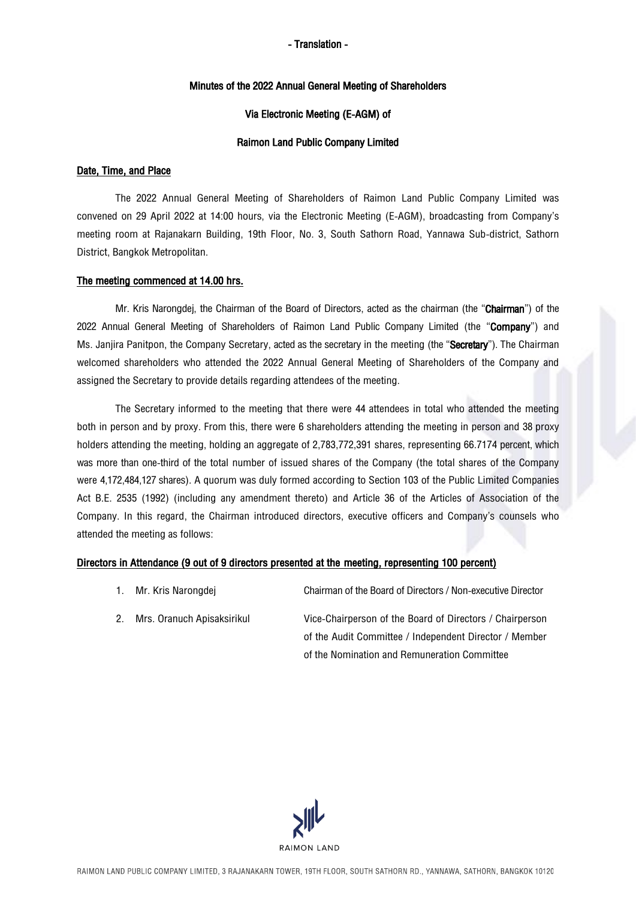- Translation -

# Minutes of the 2022 Annual General Meeting of Shareholders

## Via Electronic Meeting (E-AGM) of

## Raimon Land Public Company Limited

**Date, Time, and Place**

The 2022 Annual General Meeting of Shareholders of Raimon Land Public Company Limited was convened on 29 April 2022 at 14:00 hours, via the Electronic Meeting (E-AGM), broadcasting from Company's meeting room at Rajanakarn Building, 19th Floor, No. 3, South Sathorn Road, Yannawa Sub-district, Sathorn District, Bangkok Metropolitan.

**The meeting commenced at 14.00 hrs.**

Mr. Kris Narongdej, the Chairman of the Board of Directors, acted as the chairman (the "**Chairman**") of the 2022 Annual General Meeting of Shareholders of Raimon Land Public Company Limited (the "**Company**") and Ms. Janjira Panitpon, the Company Secretary, acted as the secretary in the meeting (the "**Secretary**"). The Chairman welcomed shareholders who attended the 2022 Annual General Meeting of Shareholders of the Company and assigned the Secretary to provide details regarding attendees of the meeting.

The Secretary informed to the meeting that there were 44 attendees in total who attended the meeting both in person and by proxy. From this, there were 6 shareholders attending the meeting in person and 38 proxy holders attending the meeting, holding an aggregate of 2,783,772,391 shares, representing 66.7174 percent, which was more than one-third of the total number of issued shares of the Company (the total shares of the Company were 4,172,484,127 shares). A quorum was duly formed according to Section 103 of the Public Limited Companies Act B.E. 2535 (1992) (including any amendment thereto) and Article 36 of the Articles of Association of the Company. In this regard, the Chairman introduced directors, executive officers and Company's counsels who attended the meeting as follows:

**Directors in Attendance (9 out of 9 directors presented at the meeting, representing 100 percent)**

| | |
|---|---|
| 1. Mr. Kris Narongdej | Chairman of the Board of Directors / Non-executive Director |
| 2. Mrs. Oranuch Apisaksirikul | Vice-Chairperson of the Board of Directors / Chairperson of the Audit Committee / Independent Director / Member of the Nomination and Remuneration Committee |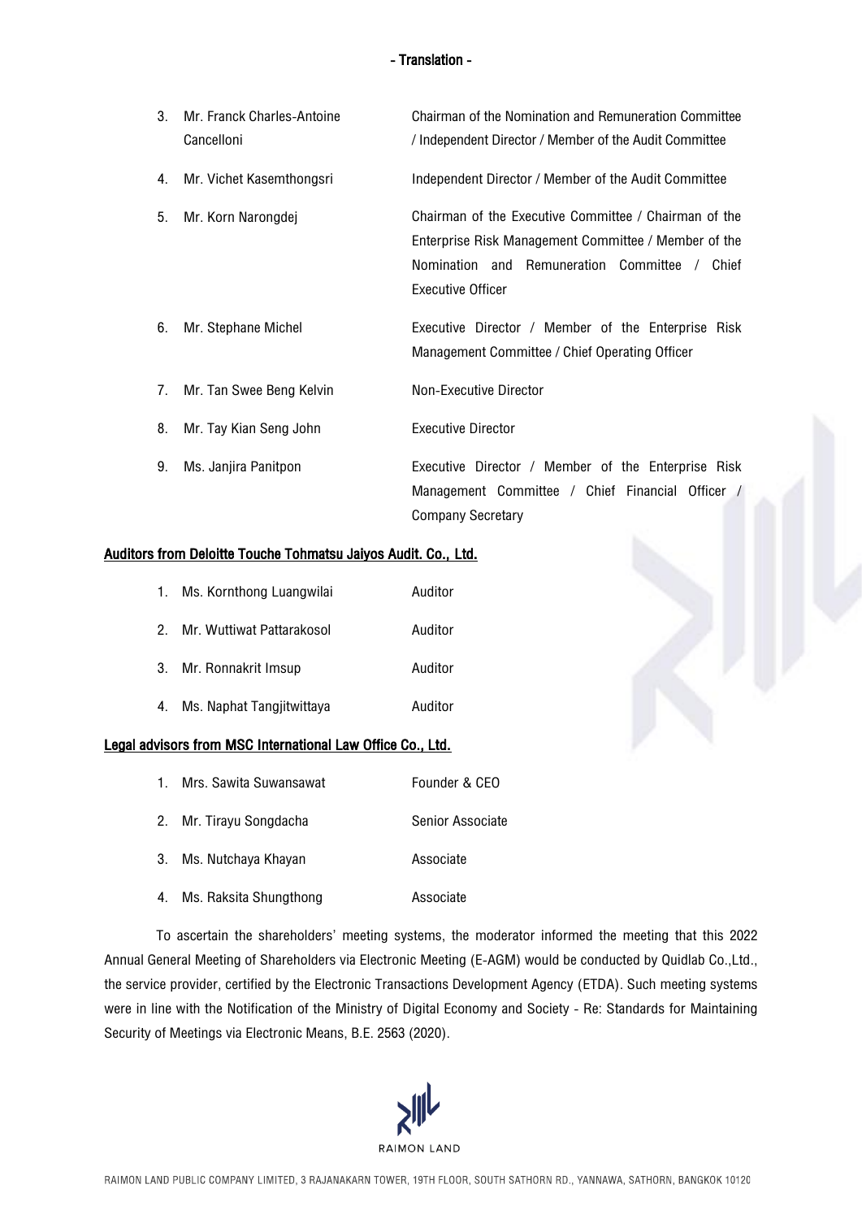- Translation -

| | | |
|---|---|---|
| 3. | Mr. Franck Charles-Antoine Cancelloni | Chairman of the Nomination and Remuneration Committee / Independent Director / Member of the Audit Committee |
| 4. | Mr. Vichet Kasemthongsri | Independent Director / Member of the Audit Committee |
| 5. | Mr. Korn Narongdej | Chairman of the Executive Committee / Chairman of the Enterprise Risk Management Committee / Member of the Nomination and Remuneration Committee / Chief Executive Officer |
| 6. | Mr. Stephane Michel | Executive Director / Member of the Enterprise Risk Management Committee / Chief Operating Officer |
| 7. | Mr. Tan Swee Beng Kelvin | Non-Executive Director |
| 8. | Mr. Tay Kian Seng John | Executive Director |
| 9. | Ms. Janjira Panitpon | Executive Director / Member of the Enterprise Risk Management Committee / Chief Financial Officer / Company Secretary |

**Auditors from Deloitte Touche Tohmatsu Jaiyos Audit. Co., Ltd.**

| | | |
|---|---|---|
| 1. | Ms. Kornthong Luangwilai | Auditor |
| 2. | Mr. Wuttiwat Pattarakosol | Auditor |
| 3. | Mr. Ronnakrit Imsup | Auditor |
| 4. | Ms. Naphat Tangjitwittaya | Auditor |

**Legal advisors from MSC International Law Office Co., Ltd.**

| | | |
|---|---|---|
| 1. | Mrs. Sawita Suwansawat | Founder & CEO |
| 2. | Mr. Tirayu Songdacha | Senior Associate |
| 3. | Ms. Nutchaya Khayan | Associate |
| 4. | Ms. Raksita Shungthong | Associate |

To ascertain the shareholders' meeting systems, the moderator informed the meeting that this 2022 Annual General Meeting of Shareholders via Electronic Meeting (E-AGM) would be conducted by Quidlab Co.,Ltd., the service provider, certified by the Electronic Transactions Development Agency (ETDA). Such meeting systems were in line with the Notification of the Ministry of Digital Economy and Society - Re: Standards for Maintaining Security of Meetings via Electronic Means, B.E. 2563 (2020).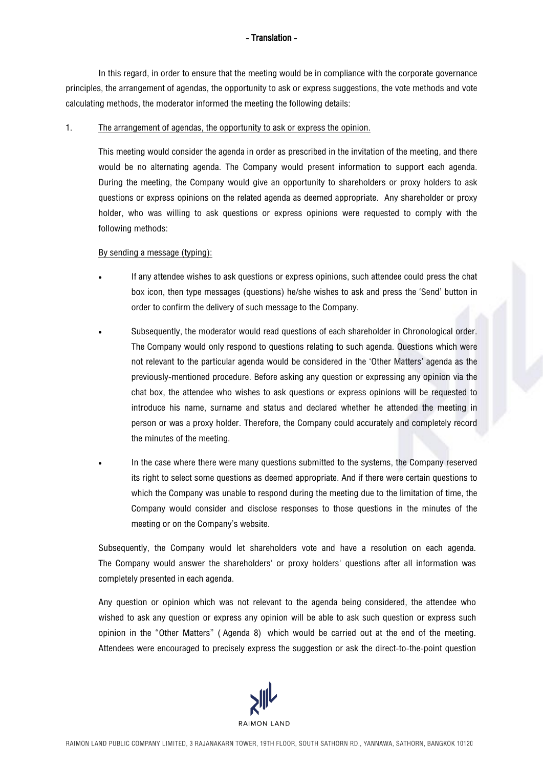In this regard, in order to ensure that the meeting would be in compliance with the corporate governance principles, the arrangement of agendas, the opportunity to ask or express suggestions, the vote methods and vote calculating methods, the moderator informed the meeting the following details:

1. The arrangement of agendas, the opportunity to ask or express the opinion.

   This meeting would consider the agenda in order as prescribed in the invitation of the meeting, and there would be no alternating agenda. The Company would present information to support each agenda. During the meeting, the Company would give an opportunity to shareholders or proxy holders to ask questions or express opinions on the related agenda as deemed appropriate. Any shareholder or proxy holder, who was willing to ask questions or express opinions were requested to comply with the following methods:

   By sending a message (typing):

   - If any attendee wishes to ask questions or express opinions, such attendee could press the chat box icon, then type messages (questions) he/she wishes to ask and press the 'Send' button in order to confirm the delivery of such message to the Company.
   - Subsequently, the moderator would read questions of each shareholder in Chronological order. The Company would only respond to questions relating to such agenda. Questions which were not relevant to the particular agenda would be considered in the 'Other Matters' agenda as the previously-mentioned procedure. Before asking any question or expressing any opinion via the chat box, the attendee who wishes to ask questions or express opinions will be requested to introduce his name, surname and status and declared whether he attended the meeting in person or was a proxy holder. Therefore, the Company could accurately and completely record the minutes of the meeting.
   - In the case where there were many questions submitted to the systems, the Company reserved its right to select some questions as deemed appropriate. And if there were certain questions to which the Company was unable to respond during the meeting due to the limitation of time, the Company would consider and disclose responses to those questions in the minutes of the meeting or on the Company's website.

   Subsequently, the Company would let shareholders vote and have a resolution on each agenda. The Company would answer the shareholders' or proxy holders' questions after all information was completely presented in each agenda.

   Any question or opinion which was not relevant to the agenda being considered, the attendee who wished to ask any question or express any opinion will be able to ask such question or express such opinion in the "Other Matters" (Agenda 8) which would be carried out at the end of the meeting. Attendees were encouraged to precisely express the suggestion or ask the direct-to-the-point question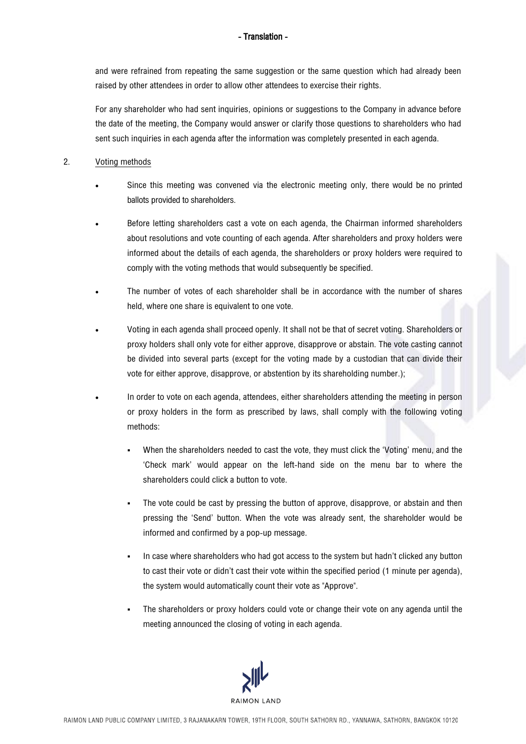and were refrained from repeating the same suggestion or the same question which had already been raised by other attendees in order to allow other attendees to exercise their rights.

For any shareholder who had sent inquiries, opinions or suggestions to the Company in advance before the date of the meeting, the Company would answer or clarify those questions to shareholders who had sent such inquiries in each agenda after the information was completely presented in each agenda.

2. Voting methods

- Since this meeting was convened via the electronic meeting only, there would be no printed ballots provided to shareholders.
- Before letting shareholders cast a vote on each agenda, the Chairman informed shareholders about resolutions and vote counting of each agenda. After shareholders and proxy holders were informed about the details of each agenda, the shareholders or proxy holders were required to comply with the voting methods that would subsequently be specified.
- The number of votes of each shareholder shall be in accordance with the number of shares held, where one share is equivalent to one vote.
- Voting in each agenda shall proceed openly. It shall not be that of secret voting. Shareholders or proxy holders shall only vote for either approve, disapprove or abstain. The vote casting cannot be divided into several parts (except for the voting made by a custodian that can divide their vote for either approve, disapprove, or abstention by its shareholding number.);
- In order to vote on each agenda, attendees, either shareholders attending the meeting in person or proxy holders in the form as prescribed by laws, shall comply with the following voting methods:
  - When the shareholders needed to cast the vote, they must click the 'Voting' menu, and the 'Check mark' would appear on the left-hand side on the menu bar to where the shareholders could click a button to vote.
  - The vote could be cast by pressing the button of approve, disapprove, or abstain and then pressing the 'Send' button. When the vote was already sent, the shareholder would be informed and confirmed by a pop-up message.
  - In case where shareholders who had got access to the system but hadn't clicked any button to cast their vote or didn't cast their vote within the specified period (1 minute per agenda), the system would automatically count their vote as "Approve".
  - The shareholders or proxy holders could vote or change their vote on any agenda until the meeting announced the closing of voting in each agenda.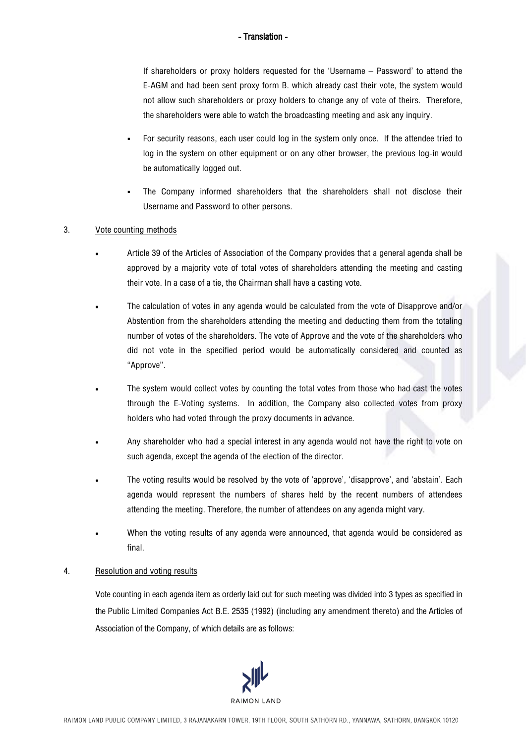If shareholders or proxy holders requested for the 'Username – Password' to attend the E-AGM and had been sent proxy form B. which already cast their vote, the system would not allow such shareholders or proxy holders to change any of vote of theirs. Therefore, the shareholders were able to watch the broadcasting meeting and ask any inquiry.

- For security reasons, each user could log in the system only once. If the attendee tried to log in the system on other equipment or on any other browser, the previous log-in would be automatically logged out.
- The Company informed shareholders that the shareholders shall not disclose their Username and Password to other persons.

3. Vote counting methods

- Article 39 of the Articles of Association of the Company provides that a general agenda shall be approved by a majority vote of total votes of shareholders attending the meeting and casting their vote. In a case of a tie, the Chairman shall have a casting vote.
- The calculation of votes in any agenda would be calculated from the vote of Disapprove and/or Abstention from the shareholders attending the meeting and deducting them from the totaling number of votes of the shareholders. The vote of Approve and the vote of the shareholders who did not vote in the specified period would be automatically considered and counted as "Approve".
- The system would collect votes by counting the total votes from those who had cast the votes through the E-Voting systems. In addition, the Company also collected votes from proxy holders who had voted through the proxy documents in advance.
- Any shareholder who had a special interest in any agenda would not have the right to vote on such agenda, except the agenda of the election of the director.
- The voting results would be resolved by the vote of 'approve', 'disapprove', and 'abstain'. Each agenda would represent the numbers of shares held by the recent numbers of attendees attending the meeting. Therefore, the number of attendees on any agenda might vary.
- When the voting results of any agenda were announced, that agenda would be considered as final.

4. Resolution and voting results

Vote counting in each agenda item as orderly laid out for such meeting was divided into 3 types as specified in the Public Limited Companies Act B.E. 2535 (1992) (including any amendment thereto) and the Articles of Association of the Company, of which details are as follows: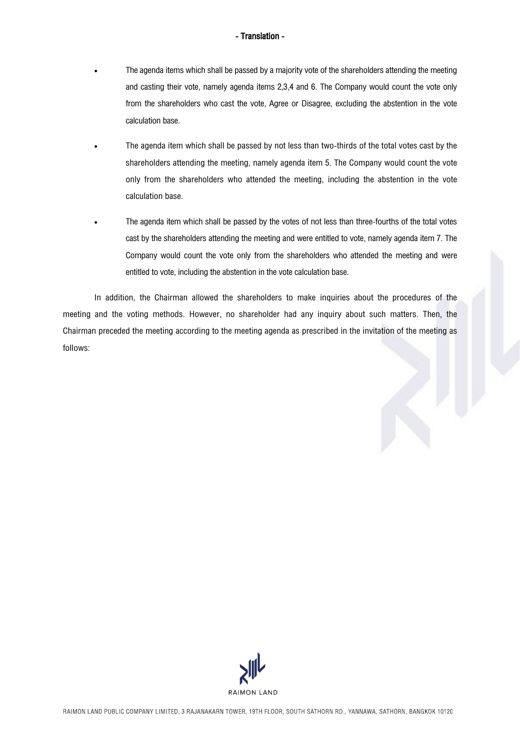- The agenda items which shall be passed by a majority vote of the shareholders attending the meeting and casting their vote, namely agenda items 2,3,4 and 6. The Company would count the vote only from the shareholders who cast the vote, Agree or Disagree, excluding the abstention in the vote calculation base.
- The agenda item which shall be passed by not less than two-thirds of the total votes cast by the shareholders attending the meeting, namely agenda item 5. The Company would count the vote only from the shareholders who attended the meeting, including the abstention in the vote calculation base.
- The agenda item which shall be passed by the votes of not less than three-fourths of the total votes cast by the shareholders attending the meeting and were entitled to vote, namely agenda item 7. The Company would count the vote only from the shareholders who attended the meeting and were entitled to vote, including the abstention in the vote calculation base.

In addition, the Chairman allowed the shareholders to make inquiries about the procedures of the meeting and the voting methods. However, no shareholder had any inquiry about such matters. Then, the Chairman preceded the meeting according to the meeting agenda as prescribed in the invitation of the meeting as follows: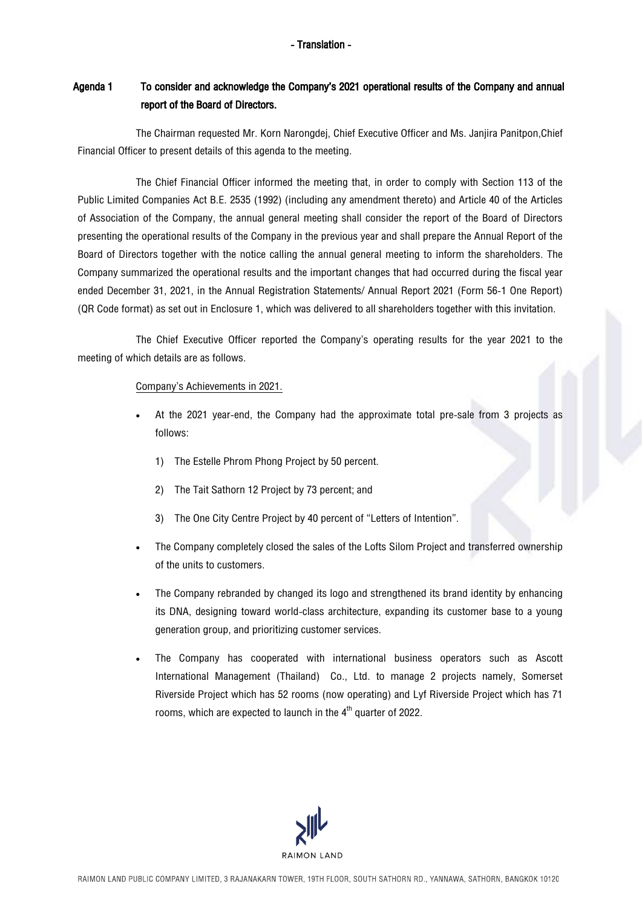- Translation -

**Agenda 1 To consider and acknowledge the Company's 2021 operational results of the Company and annual report of the Board of Directors.**

The Chairman requested Mr. Korn Narongdej, Chief Executive Officer and Ms. Janjira Panitpon,Chief Financial Officer to present details of this agenda to the meeting.

The Chief Financial Officer informed the meeting that, in order to comply with Section 113 of the Public Limited Companies Act B.E. 2535 (1992) (including any amendment thereto) and Article 40 of the Articles of Association of the Company, the annual general meeting shall consider the report of the Board of Directors presenting the operational results of the Company in the previous year and shall prepare the Annual Report of the Board of Directors together with the notice calling the annual general meeting to inform the shareholders. The Company summarized the operational results and the important changes that had occurred during the fiscal year ended December 31, 2021, in the Annual Registration Statements/ Annual Report 2021 (Form 56-1 One Report) (QR Code format) as set out in Enclosure 1, which was delivered to all shareholders together with this invitation.

The Chief Executive Officer reported the Company's operating results for the year 2021 to the meeting of which details are as follows.

Company's Achievements in 2021.

- At the 2021 year-end, the Company had the approximate total pre-sale from 3 projects as follows:
    1) The Estelle Phrom Phong Project by 50 percent.
    2) The Tait Sathorn 12 Project by 73 percent; and
    3) The One City Centre Project by 40 percent of "Letters of Intention".
- The Company completely closed the sales of the Lofts Silom Project and transferred ownership of the units to customers.
- The Company rebranded by changed its logo and strengthened its brand identity by enhancing its DNA, designing toward world-class architecture, expanding its customer base to a young generation group, and prioritizing customer services.
- The Company has cooperated with international business operators such as Ascott International Management (Thailand) Co., Ltd. to manage 2 projects namely, Somerset Riverside Project which has 52 rooms (now operating) and Lyf Riverside Project which has 71 rooms, which are expected to launch in the 4th quarter of 2022.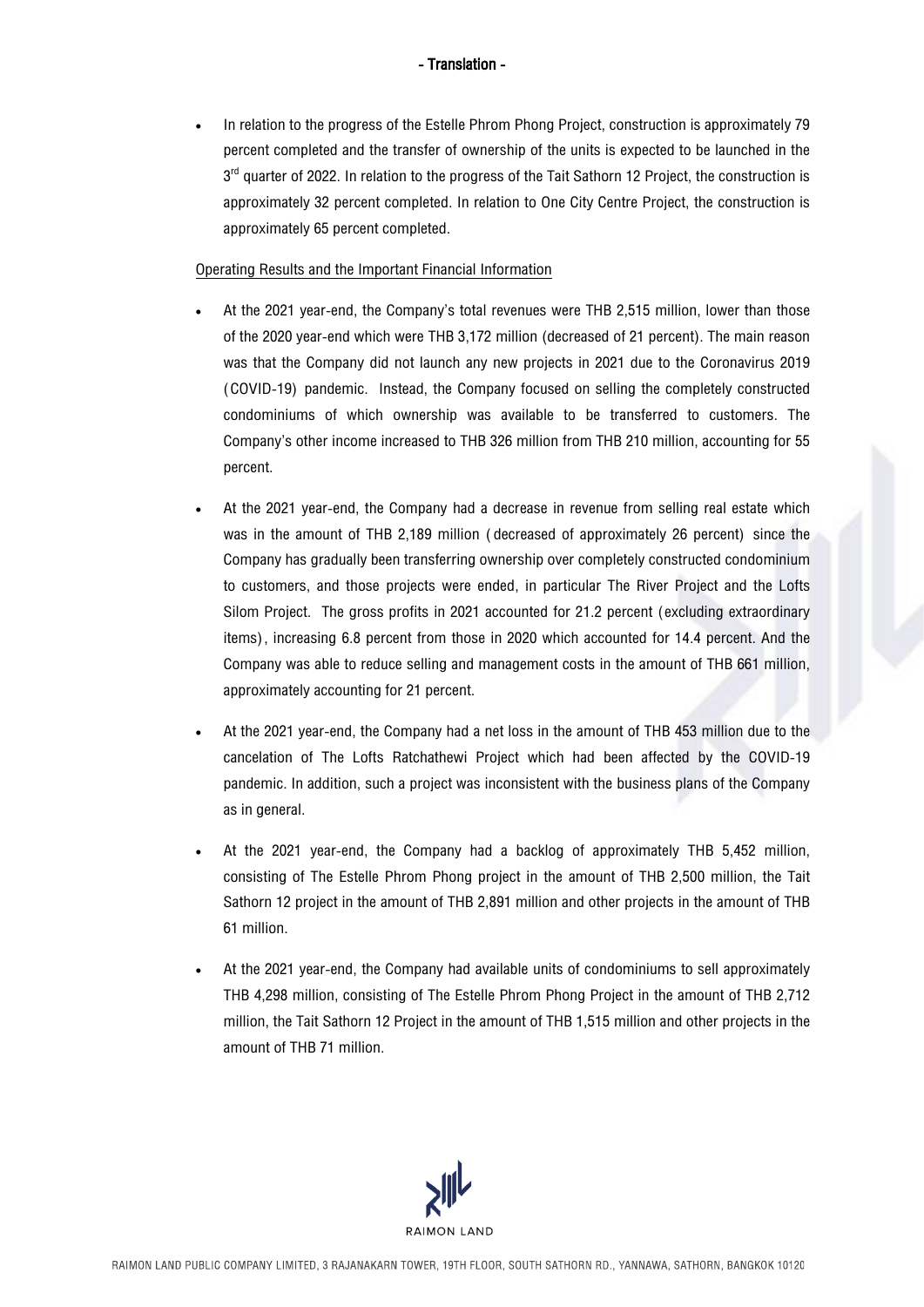- Translation -

- In relation to the progress of the Estelle Phrom Phong Project, construction is approximately 79 percent completed and the transfer of ownership of the units is expected to be launched in the 3rd quarter of 2022. In relation to the progress of the Tait Sathorn 12 Project, the construction is approximately 32 percent completed. In relation to One City Centre Project, the construction is approximately 65 percent completed.

Operating Results and the Important Financial Information

- At the 2021 year-end, the Company's total revenues were THB 2,515 million, lower than those of the 2020 year-end which were THB 3,172 million (decreased of 21 percent). The main reason was that the Company did not launch any new projects in 2021 due to the Coronavirus 2019 (COVID-19) pandemic. Instead, the Company focused on selling the completely constructed condominiums of which ownership was available to be transferred to customers. The Company's other income increased to THB 326 million from THB 210 million, accounting for 55 percent.
- At the 2021 year-end, the Company had a decrease in revenue from selling real estate which was in the amount of THB 2,189 million (decreased of approximately 26 percent) since the Company has gradually been transferring ownership over completely constructed condominium to customers, and those projects were ended, in particular The River Project and the Lofts Silom Project. The gross profits in 2021 accounted for 21.2 percent (excluding extraordinary items), increasing 6.8 percent from those in 2020 which accounted for 14.4 percent. And the Company was able to reduce selling and management costs in the amount of THB 661 million, approximately accounting for 21 percent.
- At the 2021 year-end, the Company had a net loss in the amount of THB 453 million due to the cancelation of The Lofts Ratchathewi Project which had been affected by the COVID-19 pandemic. In addition, such a project was inconsistent with the business plans of the Company as in general.
- At the 2021 year-end, the Company had a backlog of approximately THB 5,452 million, consisting of The Estelle Phrom Phong project in the amount of THB 2,500 million, the Tait Sathorn 12 project in the amount of THB 2,891 million and other projects in the amount of THB 61 million.
- At the 2021 year-end, the Company had available units of condominiums to sell approximately THB 4,298 million, consisting of The Estelle Phrom Phong Project in the amount of THB 2,712 million, the Tait Sathorn 12 Project in the amount of THB 1,515 million and other projects in the amount of THB 71 million.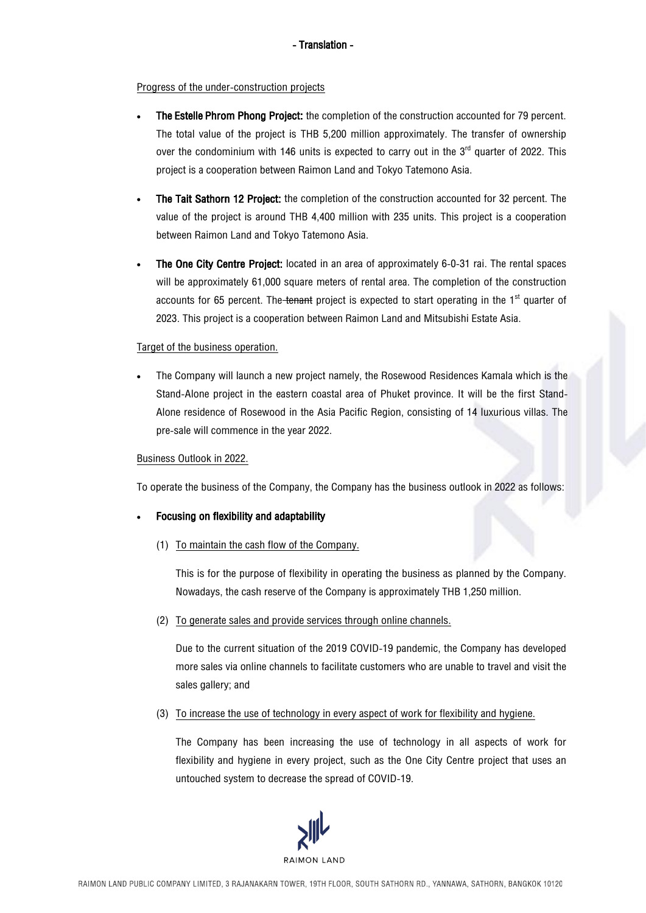- Translation -

Progress of the under-construction projects

- **The Estelle Phrom Phong Project:** the completion of the construction accounted for 79 percent. The total value of the project is THB 5,200 million approximately. The transfer of ownership over the condominium with 146 units is expected to carry out in the 3rd quarter of 2022. This project is a cooperation between Raimon Land and Tokyo Tatemono Asia.
- **The Tait Sathorn 12 Project:** the completion of the construction accounted for 32 percent. The value of the project is around THB 4,400 million with 235 units. This project is a cooperation between Raimon Land and Tokyo Tatemono Asia.
- **The One City Centre Project:** located in an area of approximately 6-0-31 rai. The rental spaces will be approximately 61,000 square meters of rental area. The completion of the construction accounts for 65 percent. The ~~tenant~~ project is expected to start operating in the 1st quarter of 2023. This project is a cooperation between Raimon Land and Mitsubishi Estate Asia.

Target of the business operation.

- The Company will launch a new project namely, the Rosewood Residences Kamala which is the Stand-Alone project in the eastern coastal area of Phuket province. It will be the first Stand-Alone residence of Rosewood in the Asia Pacific Region, consisting of 14 luxurious villas. The pre-sale will commence in the year 2022.

Business Outlook in 2022.

To operate the business of the Company, the Company has the business outlook in 2022 as follows:

- **Focusing on flexibility and adaptability**

  (1) To maintain the cash flow of the Company.

  This is for the purpose of flexibility in operating the business as planned by the Company. Nowadays, the cash reserve of the Company is approximately THB 1,250 million.

  (2) To generate sales and provide services through online channels.

  Due to the current situation of the 2019 COVID-19 pandemic, the Company has developed more sales via online channels to facilitate customers who are unable to travel and visit the sales gallery; and

  (3) To increase the use of technology in every aspect of work for flexibility and hygiene.

  The Company has been increasing the use of technology in all aspects of work for flexibility and hygiene in every project, such as the One City Centre project that uses an untouched system to decrease the spread of COVID-19.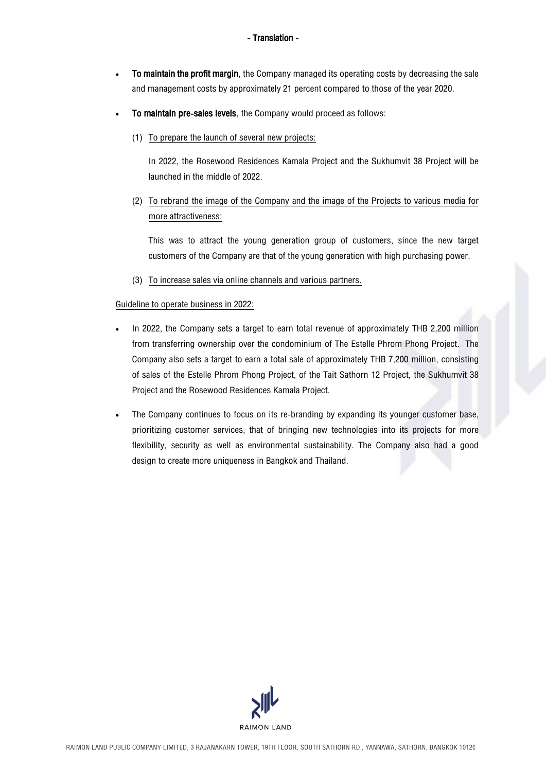- **To maintain the profit margin**, the Company managed its operating costs by decreasing the sale and management costs by approximately 21 percent compared to those of the year 2020.
- **To maintain pre-sales levels**, the Company would proceed as follows:

  (1) <u>To prepare the launch of several new projects:</u>

  In 2022, the Rosewood Residences Kamala Project and the Sukhumvit 38 Project will be launched in the middle of 2022.

  (2) <u>To rebrand the image of the Company and the image of the Projects to various media for more attractiveness:</u>

  This was to attract the young generation group of customers, since the new target customers of the Company are that of the young generation with high purchasing power.

  (3) <u>To increase sales via online channels and various partners.</u>

<u>Guideline to operate business in 2022:</u>

- In 2022, the Company sets a target to earn total revenue of approximately THB 2,200 million from transferring ownership over the condominium of The Estelle Phrom Phong Project. The Company also sets a target to earn a total sale of approximately THB 7,200 million, consisting of sales of the Estelle Phrom Phong Project, of the Tait Sathorn 12 Project, the Sukhumvit 38 Project and the Rosewood Residences Kamala Project.
- The Company continues to focus on its re-branding by expanding its younger customer base, prioritizing customer services, that of bringing new technologies into its projects for more flexibility, security as well as environmental sustainability. The Company also had a good design to create more uniqueness in Bangkok and Thailand.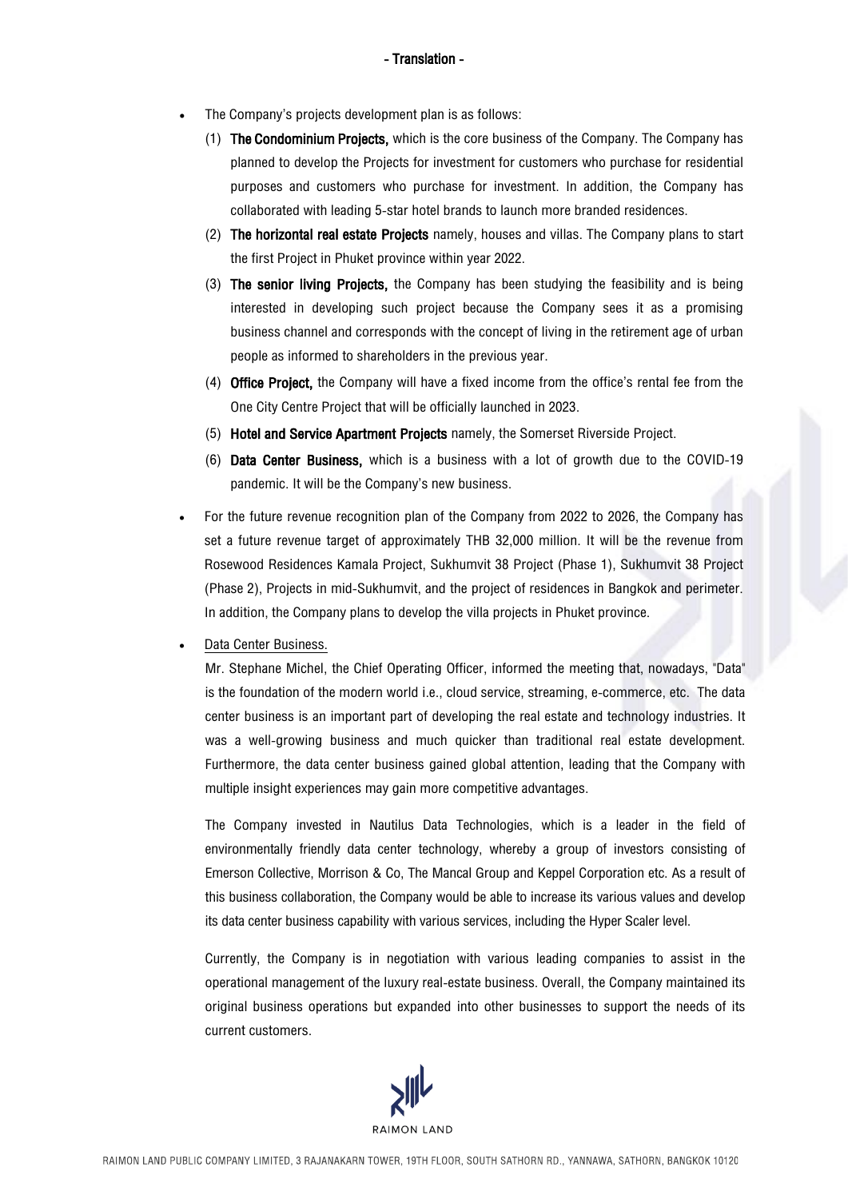- Translation -

- The Company's projects development plan is as follows:
  1. **The Condominium Projects,** which is the core business of the Company. The Company has planned to develop the Projects for investment for customers who purchase for residential purposes and customers who purchase for investment. In addition, the Company has collaborated with leading 5-star hotel brands to launch more branded residences.
  2. **The horizontal real estate Projects** namely, houses and villas. The Company plans to start the first Project in Phuket province within year 2022.
  3. **The senior living Projects,** the Company has been studying the feasibility and is being interested in developing such project because the Company sees it as a promising business channel and corresponds with the concept of living in the retirement age of urban people as informed to shareholders in the previous year.
  4. **Office Project,** the Company will have a fixed income from the office's rental fee from the One City Centre Project that will be officially launched in 2023.
  5. **Hotel and Service Apartment Projects** namely, the Somerset Riverside Project.
  6. **Data Center Business,** which is a business with a lot of growth due to the COVID-19 pandemic. It will be the Company's new business.
- For the future revenue recognition plan of the Company from 2022 to 2026, the Company has set a future revenue target of approximately THB 32,000 million. It will be the revenue from Rosewood Residences Kamala Project, Sukhumvit 38 Project (Phase 1), Sukhumvit 38 Project (Phase 2), Projects in mid-Sukhumvit, and the project of residences in Bangkok and perimeter. In addition, the Company plans to develop the villa projects in Phuket province.
- Data Center Business.

  Mr. Stephane Michel, the Chief Operating Officer, informed the meeting that, nowadays, "Data" is the foundation of the modern world i.e., cloud service, streaming, e-commerce, etc. The data center business is an important part of developing the real estate and technology industries. It was a well-growing business and much quicker than traditional real estate development. Furthermore, the data center business gained global attention, leading that the Company with multiple insight experiences may gain more competitive advantages.

  The Company invested in Nautilus Data Technologies, which is a leader in the field of environmentally friendly data center technology, whereby a group of investors consisting of Emerson Collective, Morrison & Co, The Mancal Group and Keppel Corporation etc. As a result of this business collaboration, the Company would be able to increase its various values and develop its data center business capability with various services, including the Hyper Scaler level.

  Currently, the Company is in negotiation with various leading companies to assist in the operational management of the luxury real-estate business. Overall, the Company maintained its original business operations but expanded into other businesses to support the needs of its current customers.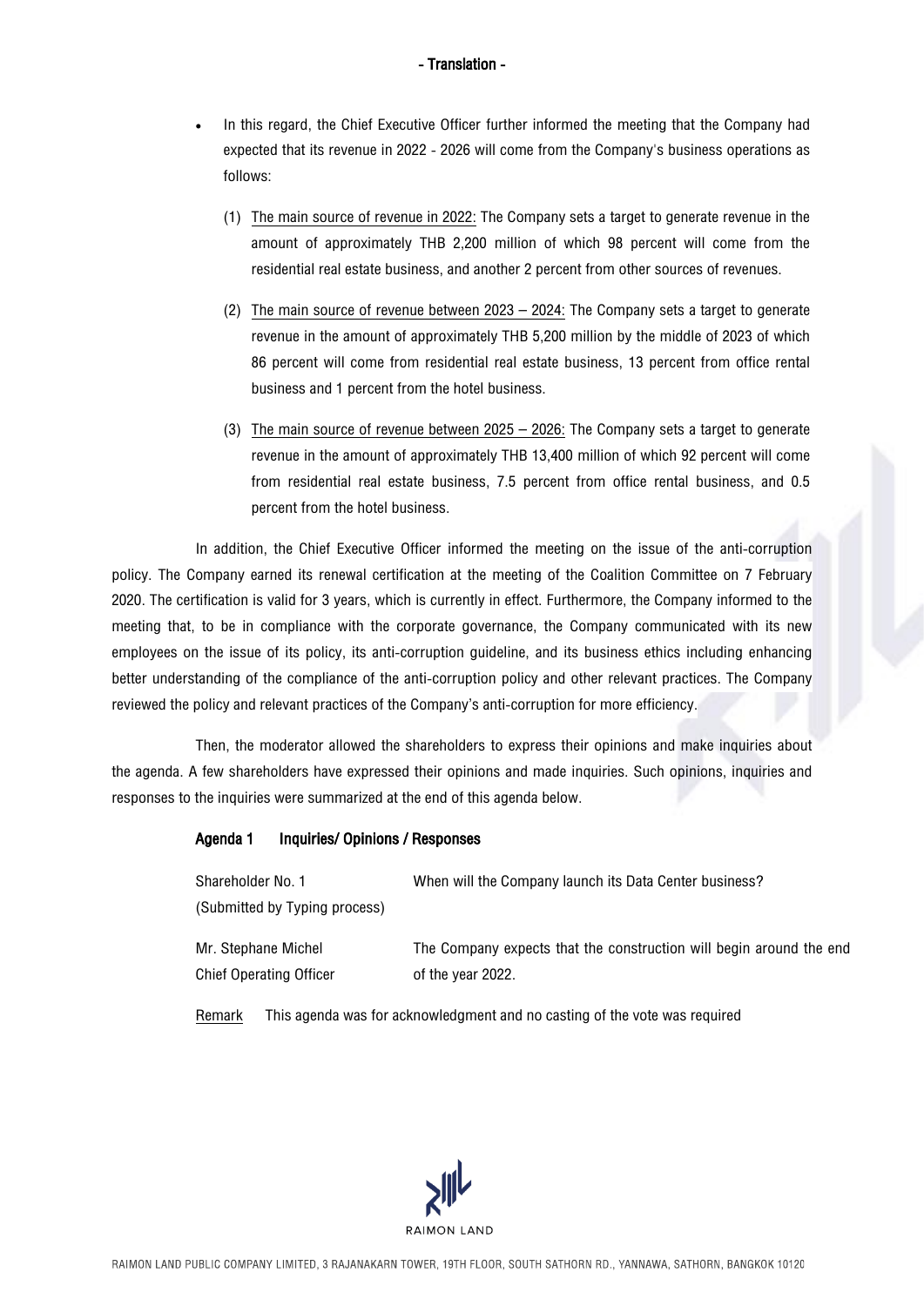- In this regard, the Chief Executive Officer further informed the meeting that the Company had expected that its revenue in 2022 - 2026 will come from the Company's business operations as follows:

  (1) The main source of revenue in 2022: The Company sets a target to generate revenue in the amount of approximately THB 2,200 million of which 98 percent will come from the residential real estate business, and another 2 percent from other sources of revenues.

  (2) The main source of revenue between 2023 – 2024: The Company sets a target to generate revenue in the amount of approximately THB 5,200 million by the middle of 2023 of which 86 percent will come from residential real estate business, 13 percent from office rental business and 1 percent from the hotel business.

  (3) The main source of revenue between 2025 – 2026: The Company sets a target to generate revenue in the amount of approximately THB 13,400 million of which 92 percent will come from residential real estate business, 7.5 percent from office rental business, and 0.5 percent from the hotel business.

In addition, the Chief Executive Officer informed the meeting on the issue of the anti-corruption policy. The Company earned its renewal certification at the meeting of the Coalition Committee on 7 February 2020. The certification is valid for 3 years, which is currently in effect. Furthermore, the Company informed to the meeting that, to be in compliance with the corporate governance, the Company communicated with its new employees on the issue of its policy, its anti-corruption guideline, and its business ethics including enhancing better understanding of the compliance of the anti-corruption policy and other relevant practices. The Company reviewed the policy and relevant practices of the Company's anti-corruption for more efficiency.

Then, the moderator allowed the shareholders to express their opinions and make inquiries about the agenda. A few shareholders have expressed their opinions and made inquiries. Such opinions, inquiries and responses to the inquiries were summarized at the end of this agenda below.

**Agenda 1 Inquiries/ Opinions / Responses**

| | |
|---|---|
| Shareholder No. 1 (Submitted by Typing process) | When will the Company launch its Data Center business? |
| Mr. Stephane Michel Chief Operating Officer | The Company expects that the construction will begin around the end of the year 2022. |

Remark This agenda was for acknowledgment and no casting of the vote was required

RAIMON LAND

RAIMON LAND PUBLIC COMPANY LIMITED, 3 RAJANAKARN TOWER, 19TH FLOOR, SOUTH SATHORN RD., YANNAWA, SATHORN, BANGKOK 10120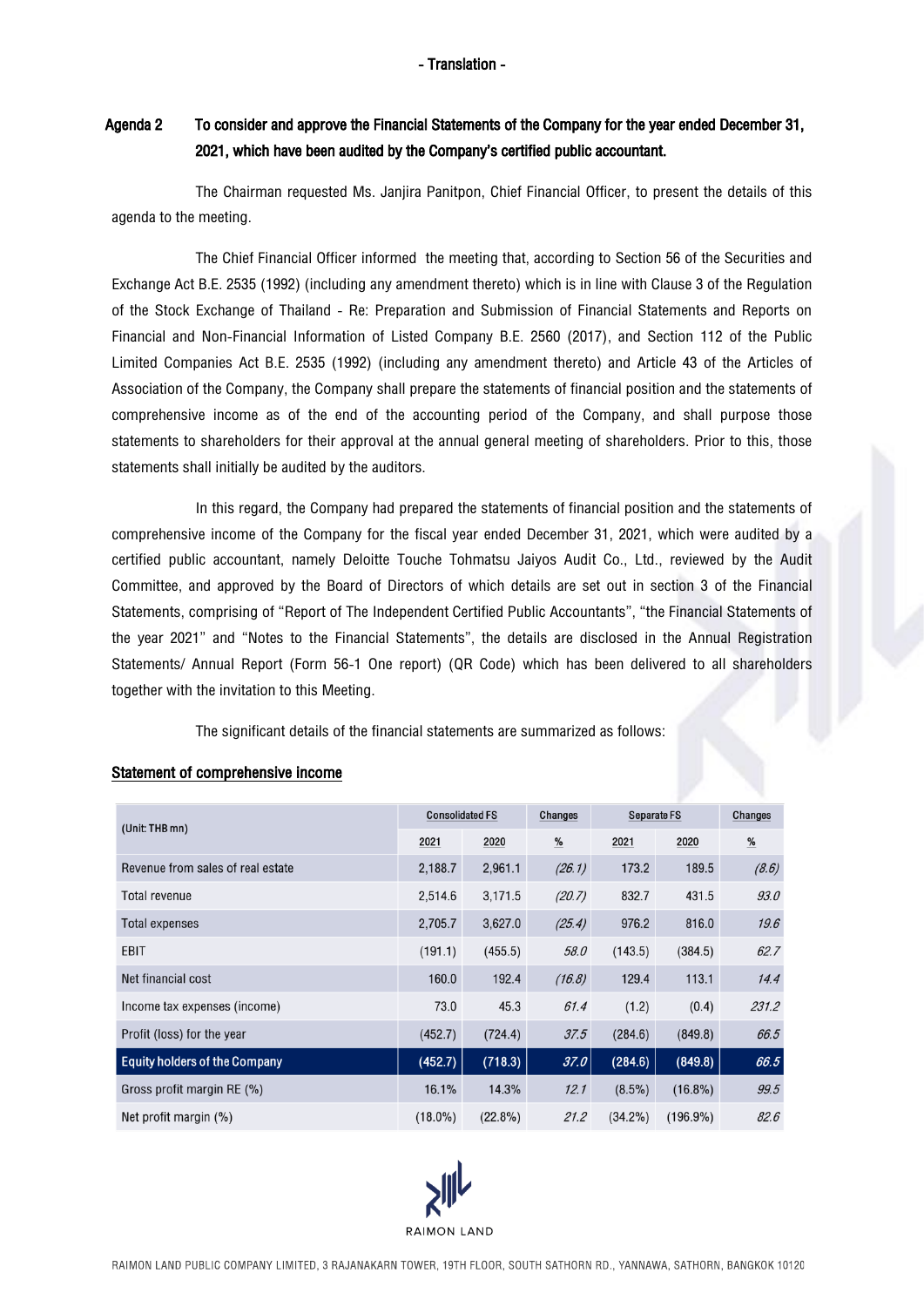- Translation -

**Agenda 2 To consider and approve the Financial Statements of the Company for the year ended December 31, 2021, which have been audited by the Company's certified public accountant.**

The Chairman requested Ms. Janjira Panitpon, Chief Financial Officer, to present the details of this agenda to the meeting.

The Chief Financial Officer informed the meeting that, according to Section 56 of the Securities and Exchange Act B.E. 2535 (1992) (including any amendment thereto) which is in line with Clause 3 of the Regulation of the Stock Exchange of Thailand - Re: Preparation and Submission of Financial Statements and Reports on Financial and Non-Financial Information of Listed Company B.E. 2560 (2017), and Section 112 of the Public Limited Companies Act B.E. 2535 (1992) (including any amendment thereto) and Article 43 of the Articles of Association of the Company, the Company shall prepare the statements of financial position and the statements of comprehensive income as of the end of the accounting period of the Company, and shall purpose those statements to shareholders for their approval at the annual general meeting of shareholders. Prior to this, those statements shall initially be audited by the auditors.

In this regard, the Company had prepared the statements of financial position and the statements of comprehensive income of the Company for the fiscal year ended December 31, 2021, which were audited by a certified public accountant, namely Deloitte Touche Tohmatsu Jaiyos Audit Co., Ltd., reviewed by the Audit Committee, and approved by the Board of Directors of which details are set out in section 3 of the Financial Statements, comprising of "Report of The Independent Certified Public Accountants", "the Financial Statements of the year 2021" and "Notes to the Financial Statements", the details are disclosed in the Annual Registration Statements/ Annual Report (Form 56-1 One report) (QR Code) which has been delivered to all shareholders together with the invitation to this Meeting.

The significant details of the financial statements are summarized as follows:

**Statement of comprehensive income**

| (Unit: THB mn) | Consolidated FS | | Changes | Separate FS | | Changes |
|---|---|---|---|---|---|---|
| | 2021 | 2020 | % | 2021 | 2020 | % |
| Revenue from sales of real estate | 2,188.7 | 2,961.1 | *(26.1)* | 173.2 | 189.5 | *(8.6)* |
| Total revenue | 2,514.6 | 3,171.5 | *(20.7)* | 832.7 | 431.5 | *93.0* |
| Total expenses | 2,705.7 | 3,627.0 | *(25.4)* | 976.2 | 816.0 | *19.6* |
| EBIT | (191.1) | (455.5) | *58.0* | (143.5) | (384.5) | *62.7* |
| Net financial cost | 160.0 | 192.4 | *(16.8)* | 129.4 | 113.1 | *14.4* |
| Income tax expenses (income) | 73.0 | 45.3 | *61.4* | (1.2) | (0.4) | *231.2* |
| Profit (loss) for the year | (452.7) | (724.4) | *37.5* | (284.6) | (849.8) | *66.5* |
| **Equity holders of the Company** | **(452.7)** | **(718.3)** | ***37.0*** | **(284.6)** | **(849.8)** | ***66.5*** |
| Gross profit margin RE (%) | 16.1% | 14.3% | *12.1* | (8.5%) | (16.8%) | *99.5* |
| Net profit margin (%) | (18.0%) | (22.8%) | *21.2* | (34.2%) | (196.9%) | *82.6* |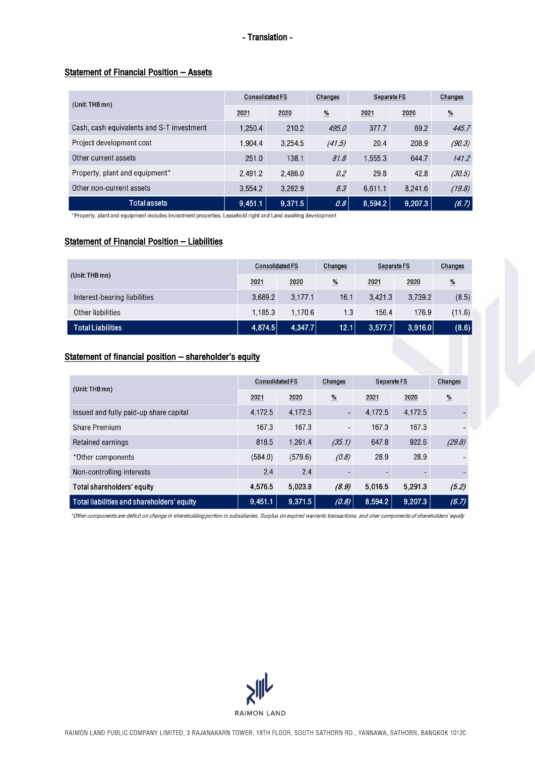- Translation -

## Statement of Financial Position – Assets

| (Unit: THB mn) | Consolidated FS | | Changes | Separate FS | | Changes |
|---|---|---|---|---|---|---|
| | 2021 | 2020 | % | 2021 | 2020 | % |
| Cash, cash equivalents and S-T investment | 1,250.4 | 210.2 | *495.0* | 377.7 | 69.2 | *445.7* |
| Project development cost | 1,904.4 | 3,254.5 | *(41.5)* | 20.4 | 208.9 | *(90.3)* |
| Other current assets | 251.0 | 138.1 | *81.8* | 1,555.3 | 644.7 | *141.2* |
| Property, plant and equipment* | 2,491.2 | 2,486.0 | *0.2* | 29.8 | 42.8 | *(30.5)* |
| Other non-current assets | 3,554.2 | 3,282.9 | *8.3* | 6,611.1 | 8,241.6 | *(19.8)* |
| **Total assets** | **9,451.1** | **9,371.5** | ***0.8*** | **8,594.2** | **9,207.3** | ***(6.7)*** |

*Property, plant and equipment includes Investment properties, Leasehold right and Land awaiting development

## Statement of Financial Position – Liabilities

| (Unit: THB mn) | Consolidated FS | | Changes | Separate FS | | Changes |
|---|---|---|---|---|---|---|
| | 2021 | 2020 | % | 2021 | 2020 | % |
| Interest-bearing liabilities | 3,689.2 | 3,177.1 | 16.1 | 3,421.3 | 3,739.2 | (8.5) |
| Other liabilities | 1,185.3 | 1,170.6 | 1.3 | 156.4 | 176.9 | (11.6) |
| **Total Liabilities** | **4,874.5** | **4,347.7** | **12.1** | **3,577.7** | **3,916.0** | **(8.6)** |

## Statement of financial position – shareholder's equity

| (Unit: THB mn) | Consolidated FS | | Changes | Separate FS | | Changes |
|---|---|---|---|---|---|---|
| | 2021 | 2020 | % | 2021 | 2020 | % |
| Issued and fully paid-up share capital | 4,172.5 | 4,172.5 | - | 4,172.5 | 4,172.5 | - |
| Share Premium | 167.3 | 167.3 | - | 167.3 | 167.3 | - |
| Retained earnings | 818.5 | 1,261.4 | *(35.1)* | 647.8 | 922.6 | *(29.8)* |
| *Other components | (584.0) | (579.6) | *(0.8)* | 28.9 | 28.9 | - |
| Non-controlling interests | 2.4 | 2.4 | - | - | - | - |
| **Total shareholders' equity** | **4,576.5** | **5,023.8** | ***(8.9)*** | **5,016.5** | **5,291.3** | ***(5.2)*** |
| **Total liabilities and shareholders' equity** | **9,451.1** | **9,371.5** | ***(0.8)*** | **8,594.2** | **9,207.3** | ***(6.7)*** |

*\*Other components are deficit on change in shareholding portion in subsidiaries, Surplus on expired warrants transactions, and oher components of shareholders' equity*

RAIMON LAND

RAIMON LAND PUBLIC COMPANY LIMITED, 3 RAJANAKARN TOWER, 19TH FLOOR, SOUTH SATHORN RD., YANNAWA, SATHORN, BANGKOK 10120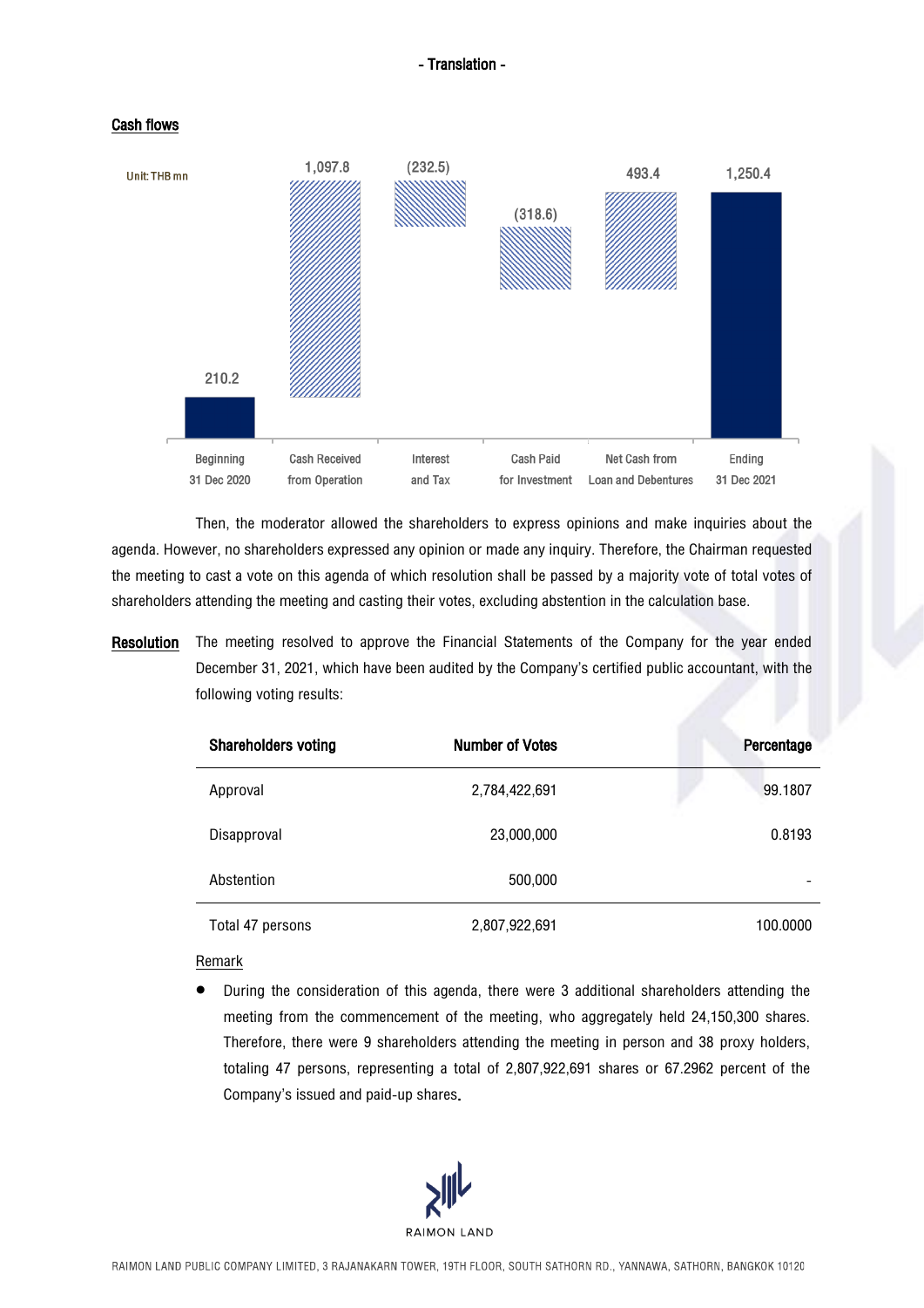## Cash flows

Unit: THB mn

| Beginning 31 Dec 2020 | Cash Received from Operation | Interest and Tax | Cash Paid for Investment | Net Cash from Loan and Debentures | Ending 31 Dec 2021 |
|---|---|---|---|---|---|
| 210.2 | 1,097.8 | (232.5) | (318.6) | 493.4 | 1,250.4 |

Then, the moderator allowed the shareholders to express opinions and make inquiries about the agenda. However, no shareholders expressed any opinion or made any inquiry. Therefore, the Chairman requested the meeting to cast a vote on this agenda of which resolution shall be passed by a majority vote of total votes of shareholders attending the meeting and casting their votes, excluding abstention in the calculation base.

**Resolution** The meeting resolved to approve the Financial Statements of the Company for the year ended December 31, 2021, which have been audited by the Company's certified public accountant, with the following voting results:

| Shareholders voting | Number of Votes | Percentage |
|---|---|---|
| Approval | 2,784,422,691 | 99.1807 |
| Disapproval | 23,000,000 | 0.8193 |
| Abstention | 500,000 | - |
| Total 47 persons | 2,807,922,691 | 100.0000 |

Remark

- During the consideration of this agenda, there were 3 additional shareholders attending the meeting from the commencement of the meeting, who aggregately held 24,150,300 shares. Therefore, there were 9 shareholders attending the meeting in person and 38 proxy holders, totaling 47 persons, representing a total of 2,807,922,691 shares or 67.2962 percent of the Company's issued and paid-up shares.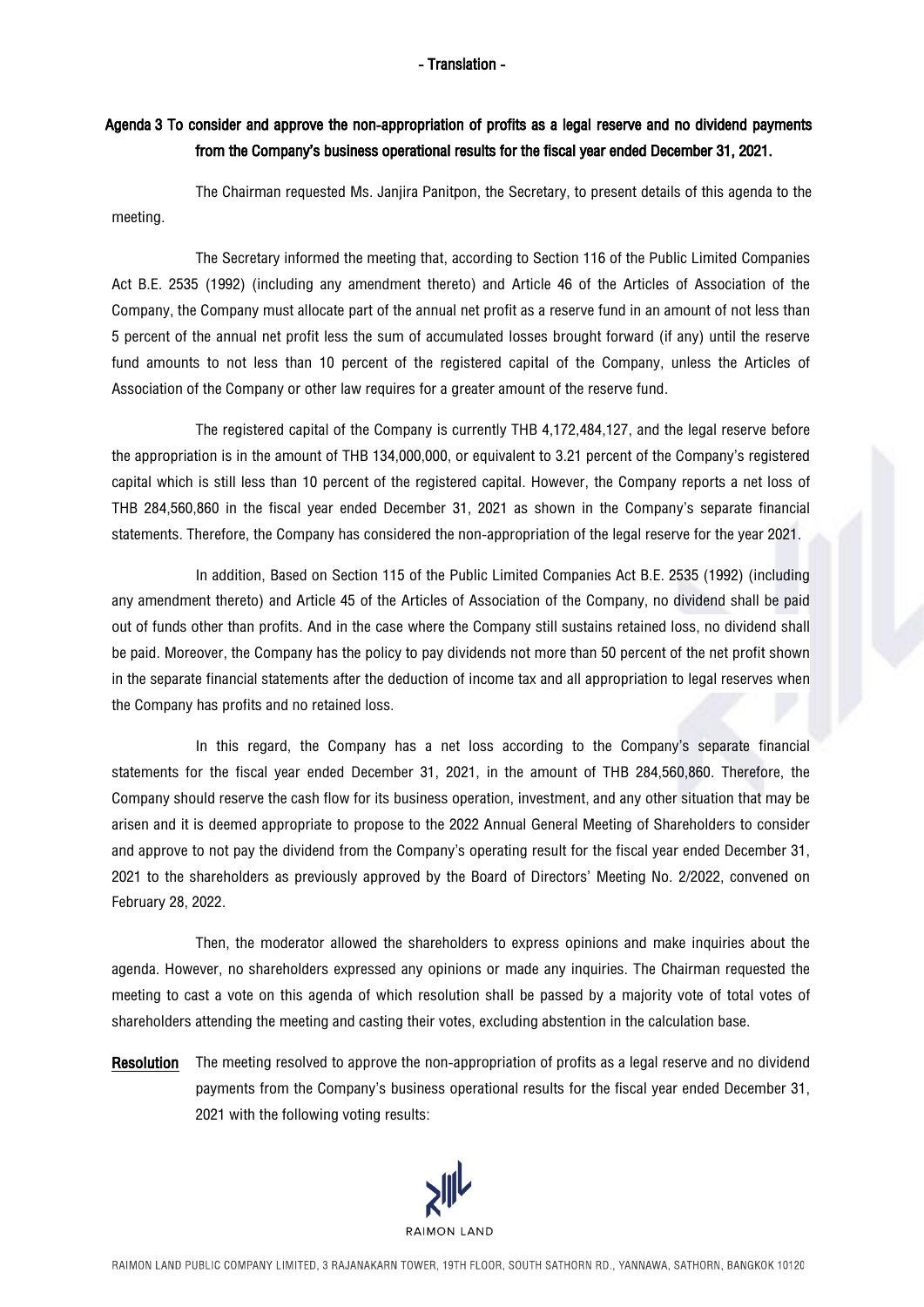- Translation -

**Agenda 3 To consider and approve the non-appropriation of profits as a legal reserve and no dividend payments from the Company's business operational results for the fiscal year ended December 31, 2021.**

The Chairman requested Ms. Janjira Panitpon, the Secretary, to present details of this agenda to the meeting.

The Secretary informed the meeting that, according to Section 116 of the Public Limited Companies Act B.E. 2535 (1992) (including any amendment thereto) and Article 46 of the Articles of Association of the Company, the Company must allocate part of the annual net profit as a reserve fund in an amount of not less than 5 percent of the annual net profit less the sum of accumulated losses brought forward (if any) until the reserve fund amounts to not less than 10 percent of the registered capital of the Company, unless the Articles of Association of the Company or other law requires for a greater amount of the reserve fund.

The registered capital of the Company is currently THB 4,172,484,127, and the legal reserve before the appropriation is in the amount of THB 134,000,000, or equivalent to 3.21 percent of the Company's registered capital which is still less than 10 percent of the registered capital. However, the Company reports a net loss of THB 284,560,860 in the fiscal year ended December 31, 2021 as shown in the Company's separate financial statements. Therefore, the Company has considered the non-appropriation of the legal reserve for the year 2021.

In addition, Based on Section 115 of the Public Limited Companies Act B.E. 2535 (1992) (including any amendment thereto) and Article 45 of the Articles of Association of the Company, no dividend shall be paid out of funds other than profits. And in the case where the Company still sustains retained loss, no dividend shall be paid. Moreover, the Company has the policy to pay dividends not more than 50 percent of the net profit shown in the separate financial statements after the deduction of income tax and all appropriation to legal reserves when the Company has profits and no retained loss.

In this regard, the Company has a net loss according to the Company's separate financial statements for the fiscal year ended December 31, 2021, in the amount of THB 284,560,860. Therefore, the Company should reserve the cash flow for its business operation, investment, and any other situation that may be arisen and it is deemed appropriate to propose to the 2022 Annual General Meeting of Shareholders to consider and approve to not pay the dividend from the Company's operating result for the fiscal year ended December 31, 2021 to the shareholders as previously approved by the Board of Directors' Meeting No. 2/2022, convened on February 28, 2022.

Then, the moderator allowed the shareholders to express opinions and make inquiries about the agenda. However, no shareholders expressed any opinions or made any inquiries. The Chairman requested the meeting to cast a vote on this agenda of which resolution shall be passed by a majority vote of total votes of shareholders attending the meeting and casting their votes, excluding abstention in the calculation base.

**Resolution** The meeting resolved to approve the non-appropriation of profits as a legal reserve and no dividend payments from the Company's business operational results for the fiscal year ended December 31, 2021 with the following voting results: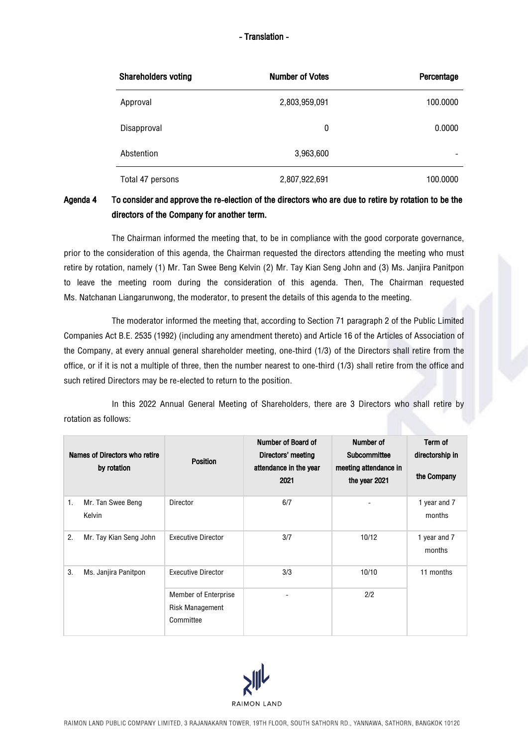- Translation -

| Shareholders voting | Number of Votes | Percentage |
|---|---|---|
| Approval | 2,803,959,091 | 100.0000 |
| Disapproval | 0 | 0.0000 |
| Abstention | 3,963,600 | - |
| Total 47 persons | 2,807,922,691 | 100.0000 |

**Agenda 4 To consider and approve the re-election of the directors who are due to retire by rotation to be the directors of the Company for another term.**

The Chairman informed the meeting that, to be in compliance with the good corporate governance, prior to the consideration of this agenda, the Chairman requested the directors attending the meeting who must retire by rotation, namely (1) Mr. Tan Swee Beng Kelvin (2) Mr. Tay Kian Seng John and (3) Ms. Janjira Panitpon to leave the meeting room during the consideration of this agenda. Then, The Chairman requested Ms. Natchanan Liangarunwong, the moderator, to present the details of this agenda to the meeting.

The moderator informed the meeting that, according to Section 71 paragraph 2 of the Public Limited Companies Act B.E. 2535 (1992) (including any amendment thereto) and Article 16 of the Articles of Association of the Company, at every annual general shareholder meeting, one-third (1/3) of the Directors shall retire from the office, or if it is not a multiple of three, then the number nearest to one-third (1/3) shall retire from the office and such retired Directors may be re-elected to return to the position.

In this 2022 Annual General Meeting of Shareholders, there are 3 Directors who shall retire by rotation as follows:

| Names of Directors who retire by rotation | Position | Number of Board of Directors' meeting attendance in the year 2021 | Number of Subcommittee meeting attendance in the year 2021 | Term of directorship in the Company |
|---|---|---|---|---|
| 1. Mr. Tan Swee Beng Kelvin | Director | 6/7 | - | 1 year and 7 months |
| 2. Mr. Tay Kian Seng John | Executive Director | 3/7 | 10/12 | 1 year and 7 months |
| 3. Ms. Janjira Panitpon | Executive Director | 3/3 | 10/10 | 11 months |
| | Member of Enterprise Risk Management Committee | - | 2/2 | |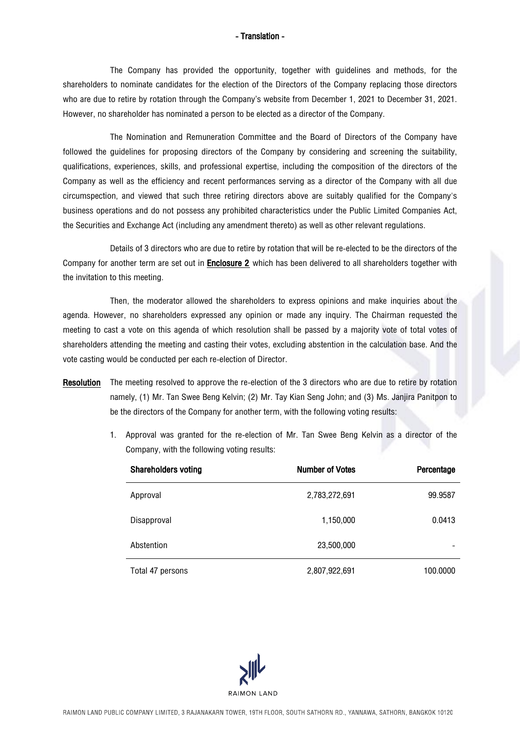- Translation -

The Company has provided the opportunity, together with guidelines and methods, for the shareholders to nominate candidates for the election of the Directors of the Company replacing those directors who are due to retire by rotation through the Company's website from December 1, 2021 to December 31, 2021. However, no shareholder has nominated a person to be elected as a director of the Company.

The Nomination and Remuneration Committee and the Board of Directors of the Company have followed the guidelines for proposing directors of the Company by considering and screening the suitability, qualifications, experiences, skills, and professional expertise, including the composition of the directors of the Company as well as the efficiency and recent performances serving as a director of the Company with all due circumspection, and viewed that such three retiring directors above are suitably qualified for the Company's business operations and do not possess any prohibited characteristics under the Public Limited Companies Act, the Securities and Exchange Act (including any amendment thereto) as well as other relevant regulations.

Details of 3 directors who are due to retire by rotation that will be re-elected to be the directors of the Company for another term are set out in **Enclosure 2** which has been delivered to all shareholders together with the invitation to this meeting.

Then, the moderator allowed the shareholders to express opinions and make inquiries about the agenda. However, no shareholders expressed any opinion or made any inquiry. The Chairman requested the meeting to cast a vote on this agenda of which resolution shall be passed by a majority vote of total votes of shareholders attending the meeting and casting their votes, excluding abstention in the calculation base. And the vote casting would be conducted per each re-election of Director.

**Resolution** The meeting resolved to approve the re-election of the 3 directors who are due to retire by rotation namely, (1) Mr. Tan Swee Beng Kelvin; (2) Mr. Tay Kian Seng John; and (3) Ms. Janjira Panitpon to be the directors of the Company for another term, with the following voting results:

1. Approval was granted for the re-election of Mr. Tan Swee Beng Kelvin as a director of the Company, with the following voting results:

| Shareholders voting | Number of Votes | Percentage |
|---|---|---|
| Approval | 2,783,272,691 | 99.9587 |
| Disapproval | 1,150,000 | 0.0413 |
| Abstention | 23,500,000 | - |
| Total 47 persons | 2,807,922,691 | 100.0000 |

RAIMON LAND

RAIMON LAND PUBLIC COMPANY LIMITED, 3 RAJANAKARN TOWER, 19TH FLOOR, SOUTH SATHORN RD., YANNAWA, SATHORN, BANGKOK 10120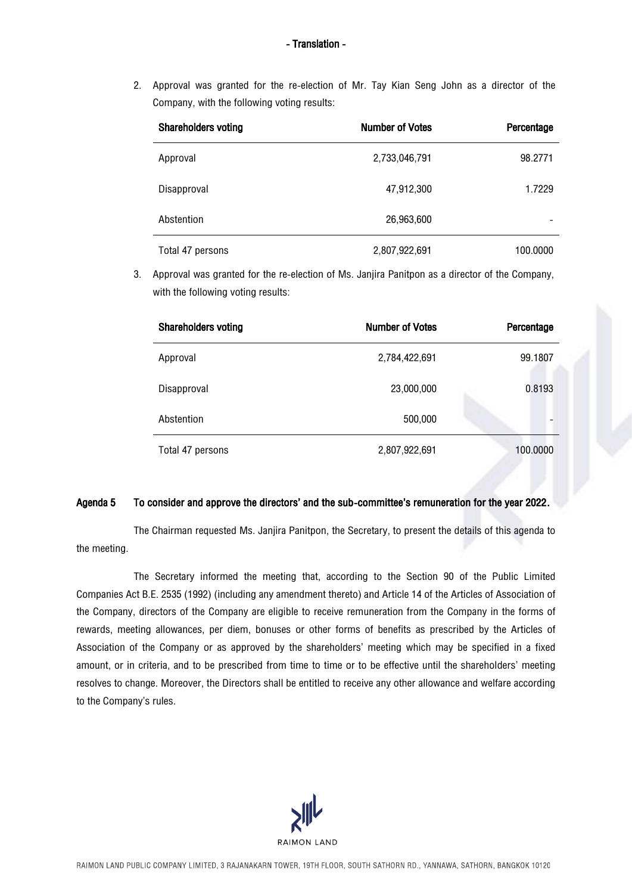- Translation -

2. Approval was granted for the re-election of Mr. Tay Kian Seng John as a director of the Company, with the following voting results:

| Shareholders voting | Number of Votes | Percentage |
|---|---|---|
| Approval | 2,733,046,791 | 98.2771 |
| Disapproval | 47,912,300 | 1.7229 |
| Abstention | 26,963,600 | - |
| Total 47 persons | 2,807,922,691 | 100.0000 |

3. Approval was granted for the re-election of Ms. Janjira Panitpon as a director of the Company, with the following voting results:

| Shareholders voting | Number of Votes | Percentage |
|---|---|---|
| Approval | 2,784,422,691 | 99.1807 |
| Disapproval | 23,000,000 | 0.8193 |
| Abstention | 500,000 | - |
| Total 47 persons | 2,807,922,691 | 100.0000 |

**Agenda 5 To consider and approve the directors' and the sub-committee's remuneration for the year 2022.**

The Chairman requested Ms. Janjira Panitpon, the Secretary, to present the details of this agenda to the meeting.

The Secretary informed the meeting that, according to the Section 90 of the Public Limited Companies Act B.E. 2535 (1992) (including any amendment thereto) and Article 14 of the Articles of Association of the Company, directors of the Company are eligible to receive remuneration from the Company in the forms of rewards, meeting allowances, per diem, bonuses or other forms of benefits as prescribed by the Articles of Association of the Company or as approved by the shareholders' meeting which may be specified in a fixed amount, or in criteria, and to be prescribed from time to time or to be effective until the shareholders' meeting resolves to change. Moreover, the Directors shall be entitled to receive any other allowance and welfare according to the Company's rules.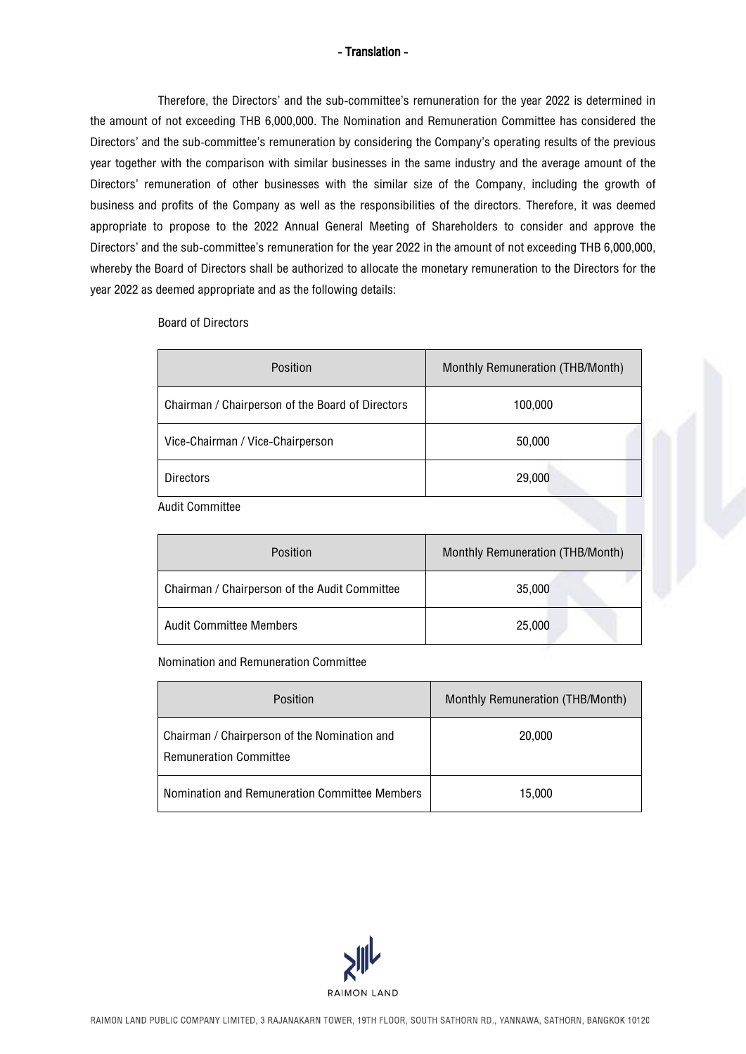Therefore, the Directors' and the sub-committee's remuneration for the year 2022 is determined in the amount of not exceeding THB 6,000,000. The Nomination and Remuneration Committee has considered the Directors' and the sub-committee's remuneration by considering the Company's operating results of the previous year together with the comparison with similar businesses in the same industry and the average amount of the Directors' remuneration of other businesses with the similar size of the Company, including the growth of business and profits of the Company as well as the responsibilities of the directors. Therefore, it was deemed appropriate to propose to the 2022 Annual General Meeting of Shareholders to consider and approve the Directors' and the sub-committee's remuneration for the year 2022 in the amount of not exceeding THB 6,000,000, whereby the Board of Directors shall be authorized to allocate the monetary remuneration to the Directors for the year 2022 as deemed appropriate and as the following details:

Board of Directors

| Position | Monthly Remuneration (THB/Month) |
|---|---|
| Chairman / Chairperson of the Board of Directors | 100,000 |
| Vice-Chairman / Vice-Chairperson | 50,000 |
| Directors | 29,000 |

Audit Committee

| Position | Monthly Remuneration (THB/Month) |
|---|---|
| Chairman / Chairperson of the Audit Committee | 35,000 |
| Audit Committee Members | 25,000 |

Nomination and Remuneration Committee

| Position | Monthly Remuneration (THB/Month) |
|---|---|
| Chairman / Chairperson of the Nomination and Remuneration Committee | 20,000 |
| Nomination and Remuneration Committee Members | 15,000 |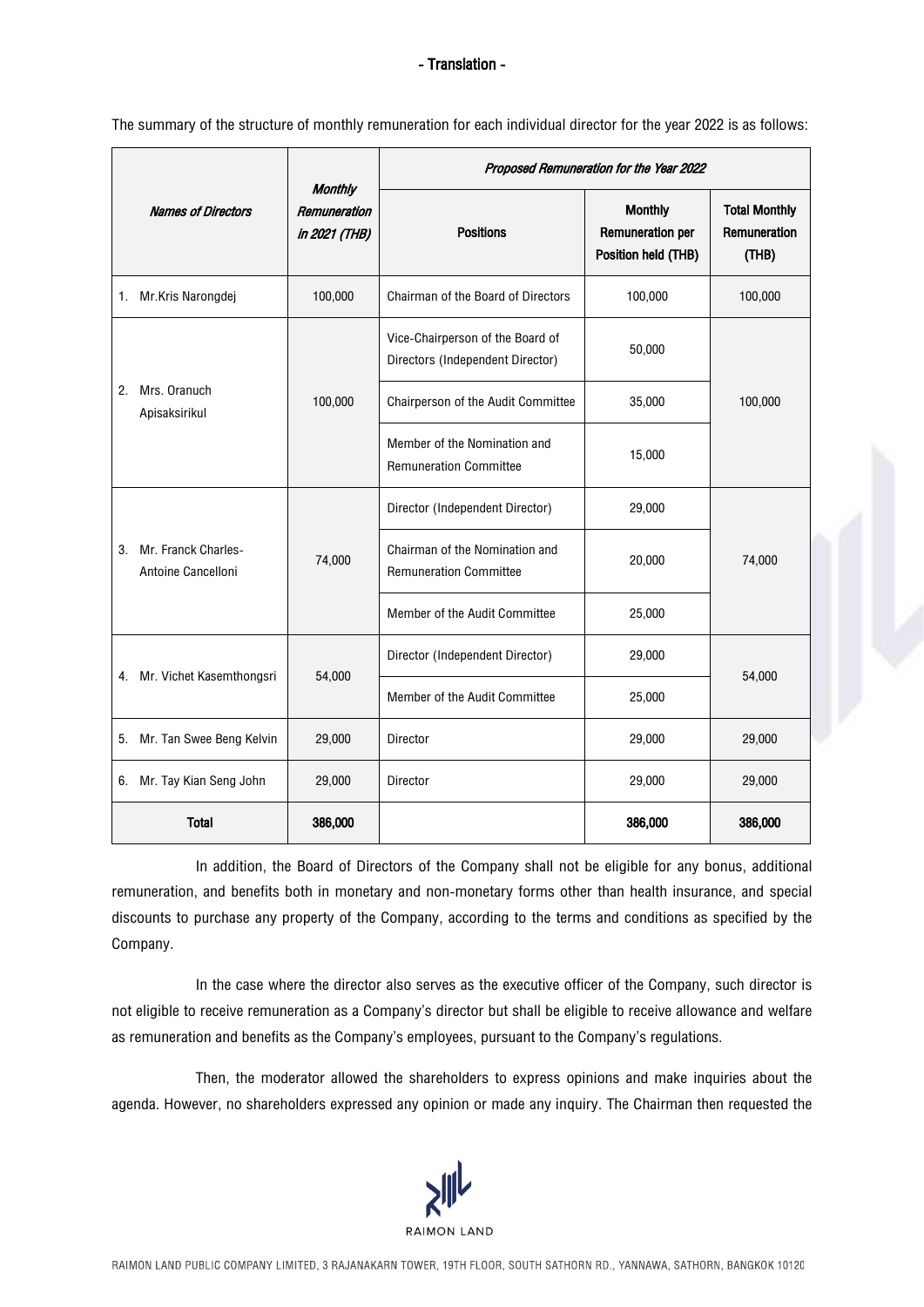- Translation -

The summary of the structure of monthly remuneration for each individual director for the year 2022 is as follows:

| *Names of Directors* | *Monthly Remuneration in 2021 (THB)* | *Proposed Remuneration for the Year 2022* | | |
|---|---|---|---|---|
| | | **Positions** | **Monthly Remuneration per Position held (THB)** | **Total Monthly Remuneration (THB)** |
| 1. Mr.Kris Narongdej | 100,000 | Chairman of the Board of Directors | 100,000 | 100,000 |
| 2. Mrs. Oranuch Apisaksirikul | 100,000 | Vice-Chairperson of the Board of Directors (Independent Director) | 50,000 | 100,000 |
| | | Chairperson of the Audit Committee | 35,000 | |
| | | Member of the Nomination and Remuneration Committee | 15,000 | |
| 3. Mr. Franck Charles-Antoine Cancelloni | 74,000 | Director (Independent Director) | 29,000 | 74,000 |
| | | Chairman of the Nomination and Remuneration Committee | 20,000 | |
| | | Member of the Audit Committee | 25,000 | |
| 4. Mr. Vichet Kasemthongsri | 54,000 | Director (Independent Director) | 29,000 | 54,000 |
| | | Member of the Audit Committee | 25,000 | |
| 5. Mr. Tan Swee Beng Kelvin | 29,000 | Director | 29,000 | 29,000 |
| 6. Mr. Tay Kian Seng John | 29,000 | Director | 29,000 | 29,000 |
| **Total** | **386,000** | | **386,000** | **386,000** |

In addition, the Board of Directors of the Company shall not be eligible for any bonus, additional remuneration, and benefits both in monetary and non-monetary forms other than health insurance, and special discounts to purchase any property of the Company, according to the terms and conditions as specified by the Company.

In the case where the director also serves as the executive officer of the Company, such director is not eligible to receive remuneration as a Company's director but shall be eligible to receive allowance and welfare as remuneration and benefits as the Company's employees, pursuant to the Company's regulations.

Then, the moderator allowed the shareholders to express opinions and make inquiries about the agenda. However, no shareholders expressed any opinion or made any inquiry. The Chairman then requested the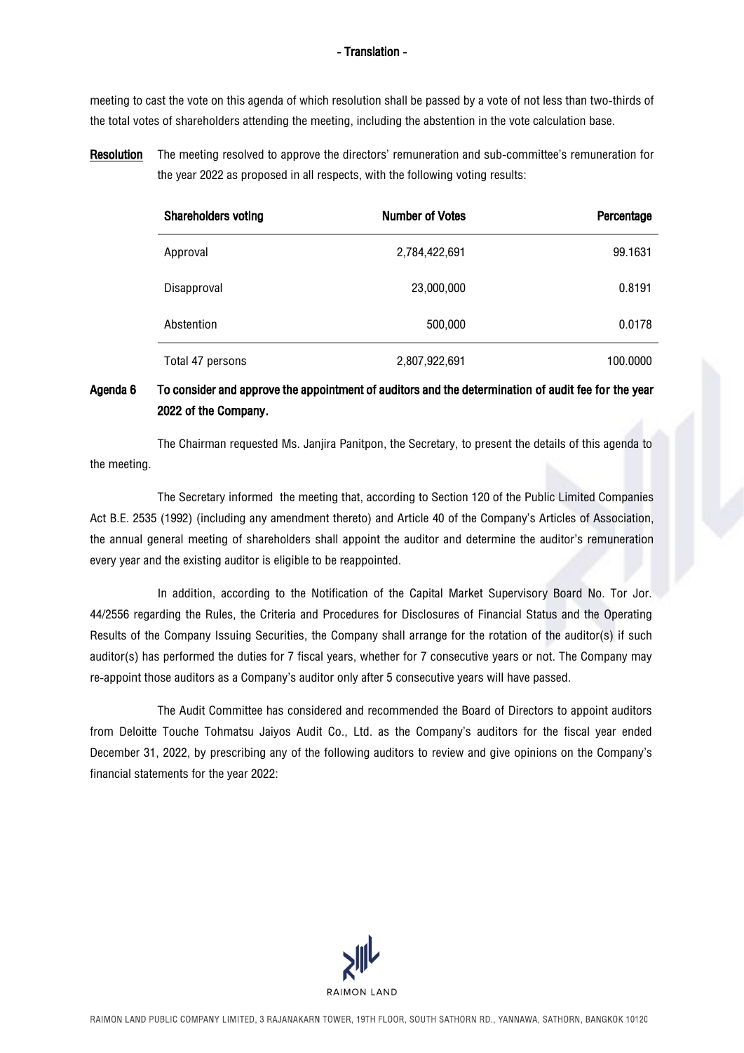meeting to cast the vote on this agenda of which resolution shall be passed by a vote of not less than two-thirds of the total votes of shareholders attending the meeting, including the abstention in the vote calculation base.

**Resolution** The meeting resolved to approve the directors' remuneration and sub-committee's remuneration for the year 2022 as proposed in all respects, with the following voting results:

| Shareholders voting | Number of Votes | Percentage |
|---|---|---|
| Approval | 2,784,422,691 | 99.1631 |
| Disapproval | 23,000,000 | 0.8191 |
| Abstention | 500,000 | 0.0178 |
| Total 47 persons | 2,807,922,691 | 100.0000 |

**Agenda 6 To consider and approve the appointment of auditors and the determination of audit fee for the year 2022 of the Company.**

The Chairman requested Ms. Janjira Panitpon, the Secretary, to present the details of this agenda to the meeting.

The Secretary informed the meeting that, according to Section 120 of the Public Limited Companies Act B.E. 2535 (1992) (including any amendment thereto) and Article 40 of the Company's Articles of Association, the annual general meeting of shareholders shall appoint the auditor and determine the auditor's remuneration every year and the existing auditor is eligible to be reappointed.

In addition, according to the Notification of the Capital Market Supervisory Board No. Tor Jor. 44/2556 regarding the Rules, the Criteria and Procedures for Disclosures of Financial Status and the Operating Results of the Company Issuing Securities, the Company shall arrange for the rotation of the auditor(s) if such auditor(s) has performed the duties for 7 fiscal years, whether for 7 consecutive years or not. The Company may re-appoint those auditors as a Company's auditor only after 5 consecutive years will have passed.

The Audit Committee has considered and recommended the Board of Directors to appoint auditors from Deloitte Touche Tohmatsu Jaiyos Audit Co., Ltd. as the Company's auditors for the fiscal year ended December 31, 2022, by prescribing any of the following auditors to review and give opinions on the Company's financial statements for the year 2022: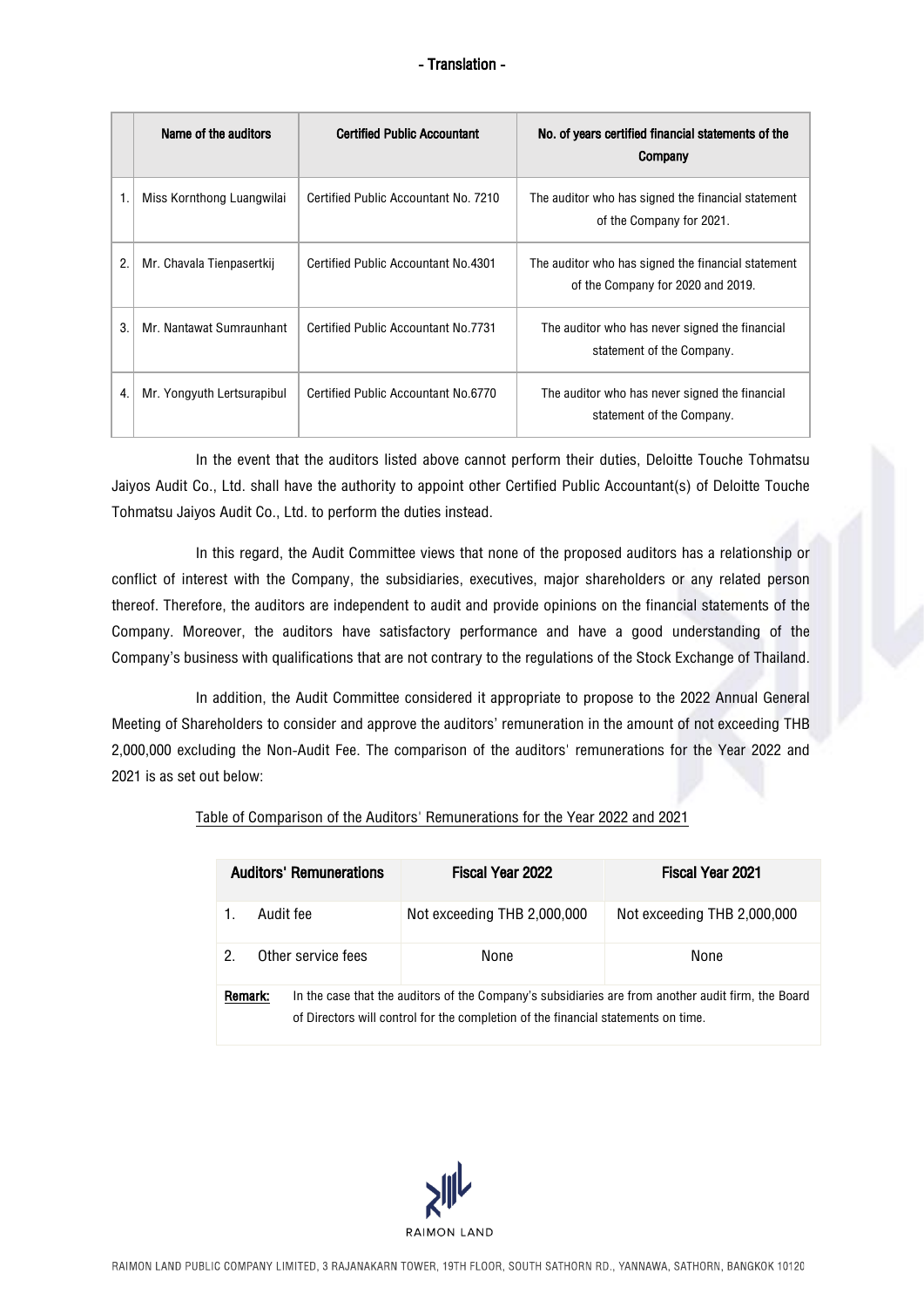- Translation -

| | Name of the auditors | Certified Public Accountant | No. of years certified financial statements of the Company |
|---|---|---|---|
| 1. | Miss Kornthong Luangwilai | Certified Public Accountant No. 7210 | The auditor who has signed the financial statement of the Company for 2021. |
| 2. | Mr. Chavala Tienpasertkij | Certified Public Accountant No.4301 | The auditor who has signed the financial statement of the Company for 2020 and 2019. |
| 3. | Mr. Nantawat Sumraunhant | Certified Public Accountant No.7731 | The auditor who has never signed the financial statement of the Company. |
| 4. | Mr. Yongyuth Lertsurapibul | Certified Public Accountant No.6770 | The auditor who has never signed the financial statement of the Company. |

In the event that the auditors listed above cannot perform their duties, Deloitte Touche Tohmatsu Jaiyos Audit Co., Ltd. shall have the authority to appoint other Certified Public Accountant(s) of Deloitte Touche Tohmatsu Jaiyos Audit Co., Ltd. to perform the duties instead.

In this regard, the Audit Committee views that none of the proposed auditors has a relationship or conflict of interest with the Company, the subsidiaries, executives, major shareholders or any related person thereof. Therefore, the auditors are independent to audit and provide opinions on the financial statements of the Company. Moreover, the auditors have satisfactory performance and have a good understanding of the Company's business with qualifications that are not contrary to the regulations of the Stock Exchange of Thailand.

In addition, the Audit Committee considered it appropriate to propose to the 2022 Annual General Meeting of Shareholders to consider and approve the auditors' remuneration in the amount of not exceeding THB 2,000,000 excluding the Non-Audit Fee. The comparison of the auditors' remunerations for the Year 2022 and 2021 is as set out below:

Table of Comparison of the Auditors' Remunerations for the Year 2022 and 2021

| Auditors' Remunerations | Fiscal Year 2022 | Fiscal Year 2021 |
|---|---|---|
| 1. Audit fee | Not exceeding THB 2,000,000 | Not exceeding THB 2,000,000 |
| 2. Other service fees | None | None |
| **Remark:** In the case that the auditors of the Company's subsidiaries are from another audit firm, the Board of Directors will control for the completion of the financial statements on time. | | |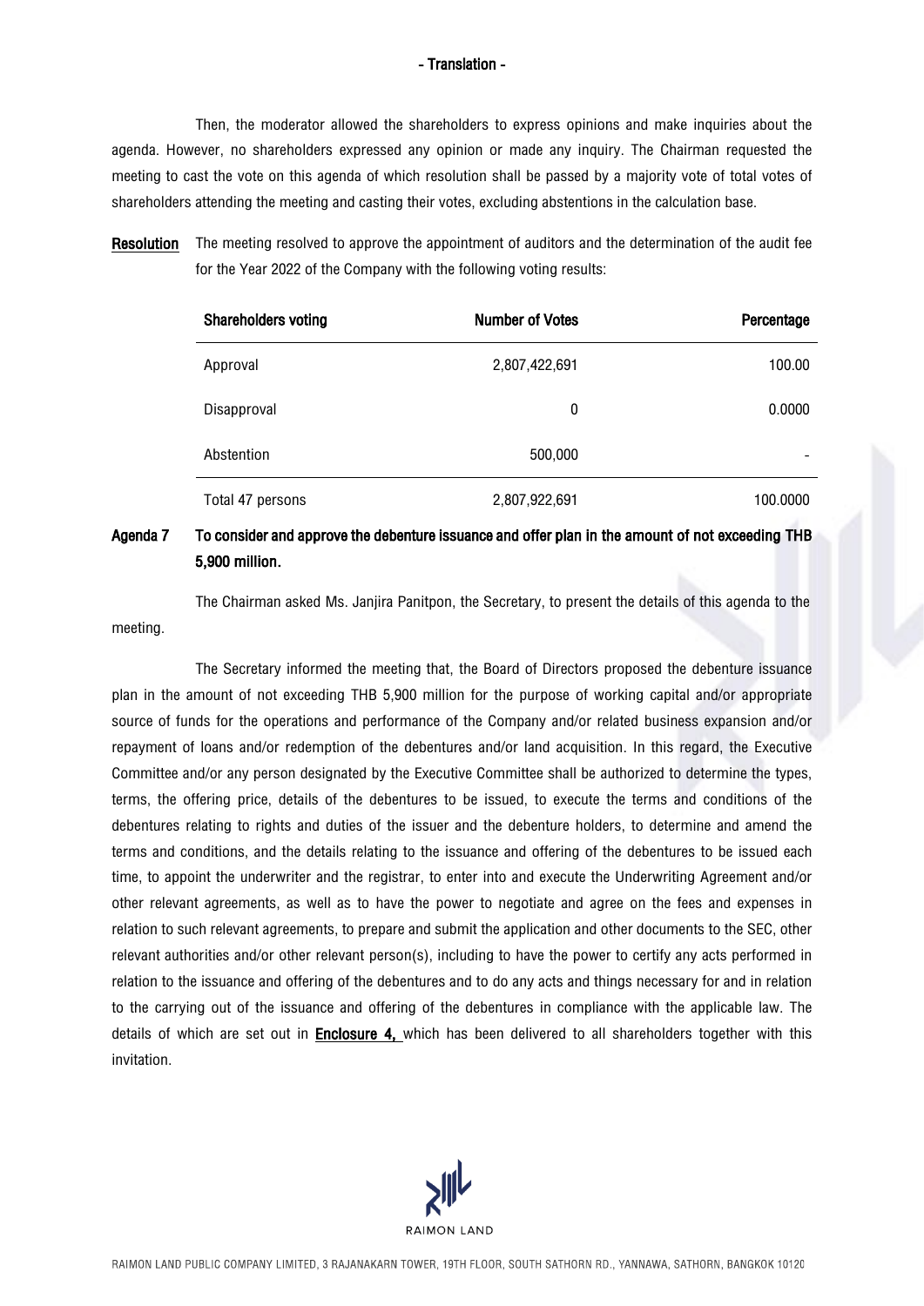Then, the moderator allowed the shareholders to express opinions and make inquiries about the agenda. However, no shareholders expressed any opinion or made any inquiry. The Chairman requested the meeting to cast the vote on this agenda of which resolution shall be passed by a majority vote of total votes of shareholders attending the meeting and casting their votes, excluding abstentions in the calculation base.

**Resolution** The meeting resolved to approve the appointment of auditors and the determination of the audit fee for the Year 2022 of the Company with the following voting results:

| Shareholders voting | Number of Votes | Percentage |
|---|---|---|
| Approval | 2,807,422,691 | 100.00 |
| Disapproval | 0 | 0.0000 |
| Abstention | 500,000 | - |
| Total 47 persons | 2,807,922,691 | 100.0000 |

**Agenda 7 To consider and approve the debenture issuance and offer plan in the amount of not exceeding THB 5,900 million.**

The Chairman asked Ms. Janjira Panitpon, the Secretary, to present the details of this agenda to the meeting.

The Secretary informed the meeting that, the Board of Directors proposed the debenture issuance plan in the amount of not exceeding THB 5,900 million for the purpose of working capital and/or appropriate source of funds for the operations and performance of the Company and/or related business expansion and/or repayment of loans and/or redemption of the debentures and/or land acquisition. In this regard, the Executive Committee and/or any person designated by the Executive Committee shall be authorized to determine the types, terms, the offering price, details of the debentures to be issued, to execute the terms and conditions of the debentures relating to rights and duties of the issuer and the debenture holders, to determine and amend the terms and conditions, and the details relating to the issuance and offering of the debentures to be issued each time, to appoint the underwriter and the registrar, to enter into and execute the Underwriting Agreement and/or other relevant agreements, as well as to have the power to negotiate and agree on the fees and expenses in relation to such relevant agreements, to prepare and submit the application and other documents to the SEC, other relevant authorities and/or other relevant person(s), including to have the power to certify any acts performed in relation to the issuance and offering of the debentures and to do any acts and things necessary for and in relation to the carrying out of the issuance and offering of the debentures in compliance with the applicable law. The details of which are set out in **Enclosure 4,** which has been delivered to all shareholders together with this invitation.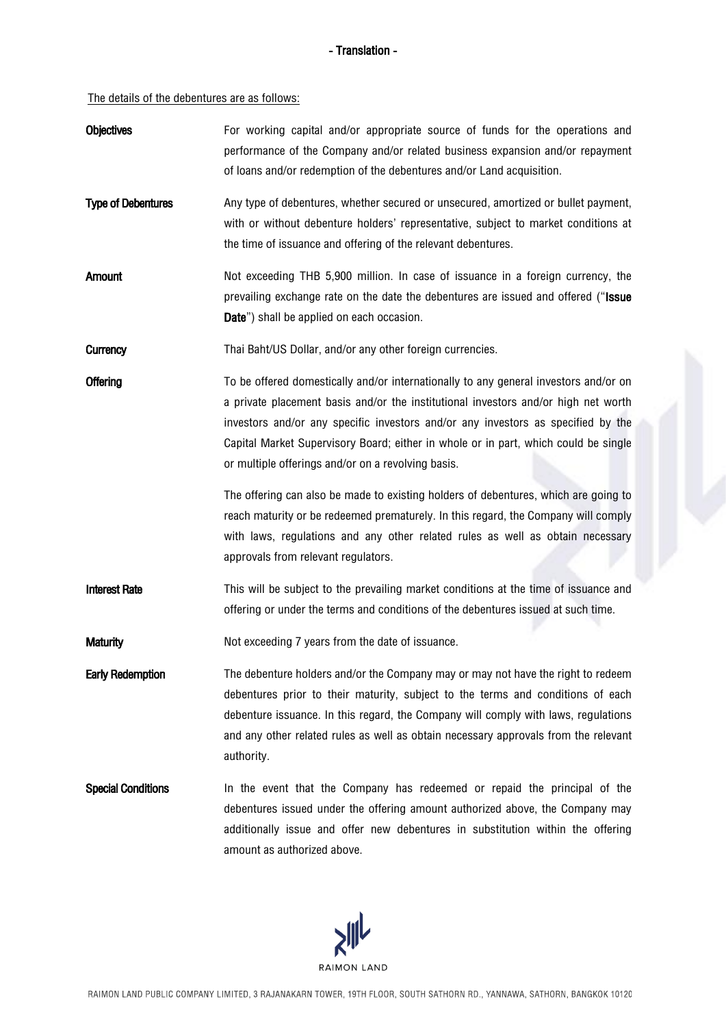- Translation -

<u>The details of the debentures are as follows:</u>

**Objectives**

For working capital and/or appropriate source of funds for the operations and performance of the Company and/or related business expansion and/or repayment of loans and/or redemption of the debentures and/or Land acquisition.

**Type of Debentures**

Any type of debentures, whether secured or unsecured, amortized or bullet payment, with or without debenture holders' representative, subject to market conditions at the time of issuance and offering of the relevant debentures.

**Amount**

Not exceeding THB 5,900 million. In case of issuance in a foreign currency, the prevailing exchange rate on the date the debentures are issued and offered ("**Issue Date**") shall be applied on each occasion.

**Currency**

Thai Baht/US Dollar, and/or any other foreign currencies.

**Offering**

To be offered domestically and/or internationally to any general investors and/or on a private placement basis and/or the institutional investors and/or high net worth investors and/or any specific investors and/or any investors as specified by the Capital Market Supervisory Board; either in whole or in part, which could be single or multiple offerings and/or on a revolving basis.

The offering can also be made to existing holders of debentures, which are going to reach maturity or be redeemed prematurely. In this regard, the Company will comply with laws, regulations and any other related rules as well as obtain necessary approvals from relevant regulators.

**Interest Rate**

This will be subject to the prevailing market conditions at the time of issuance and offering or under the terms and conditions of the debentures issued at such time.

**Maturity**

Not exceeding 7 years from the date of issuance.

**Early Redemption**

The debenture holders and/or the Company may or may not have the right to redeem debentures prior to their maturity, subject to the terms and conditions of each debenture issuance. In this regard, the Company will comply with laws, regulations and any other related rules as well as obtain necessary approvals from the relevant authority.

**Special Conditions**

In the event that the Company has redeemed or repaid the principal of the debentures issued under the offering amount authorized above, the Company may additionally issue and offer new debentures in substitution within the offering amount as authorized above.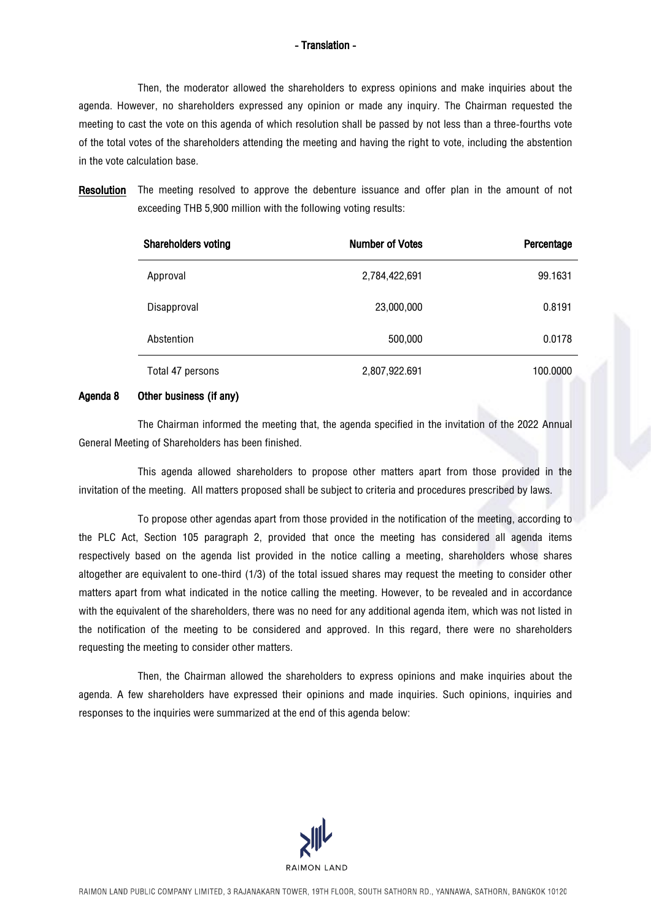Then, the moderator allowed the shareholders to express opinions and make inquiries about the agenda. However, no shareholders expressed any opinion or made any inquiry. The Chairman requested the meeting to cast the vote on this agenda of which resolution shall be passed by not less than a three-fourths vote of the total votes of the shareholders attending the meeting and having the right to vote, including the abstention in the vote calculation base.

**Resolution** The meeting resolved to approve the debenture issuance and offer plan in the amount of not exceeding THB 5,900 million with the following voting results:

| Shareholders voting | Number of Votes | Percentage |
|---|---|---|
| Approval | 2,784,422,691 | 99.1631 |
| Disapproval | 23,000,000 | 0.8191 |
| Abstention | 500,000 | 0.0178 |
| Total 47 persons | 2,807,922.691 | 100.0000 |

**Agenda 8 Other business (if any)**

The Chairman informed the meeting that, the agenda specified in the invitation of the 2022 Annual General Meeting of Shareholders has been finished.

This agenda allowed shareholders to propose other matters apart from those provided in the invitation of the meeting. All matters proposed shall be subject to criteria and procedures prescribed by laws.

To propose other agendas apart from those provided in the notification of the meeting, according to the PLC Act, Section 105 paragraph 2, provided that once the meeting has considered all agenda items respectively based on the agenda list provided in the notice calling a meeting, shareholders whose shares altogether are equivalent to one-third (1/3) of the total issued shares may request the meeting to consider other matters apart from what indicated in the notice calling the meeting. However, to be revealed and in accordance with the equivalent of the shareholders, there was no need for any additional agenda item, which was not listed in the notification of the meeting to be considered and approved. In this regard, there were no shareholders requesting the meeting to consider other matters.

Then, the Chairman allowed the shareholders to express opinions and make inquiries about the agenda. A few shareholders have expressed their opinions and made inquiries. Such opinions, inquiries and responses to the inquiries were summarized at the end of this agenda below: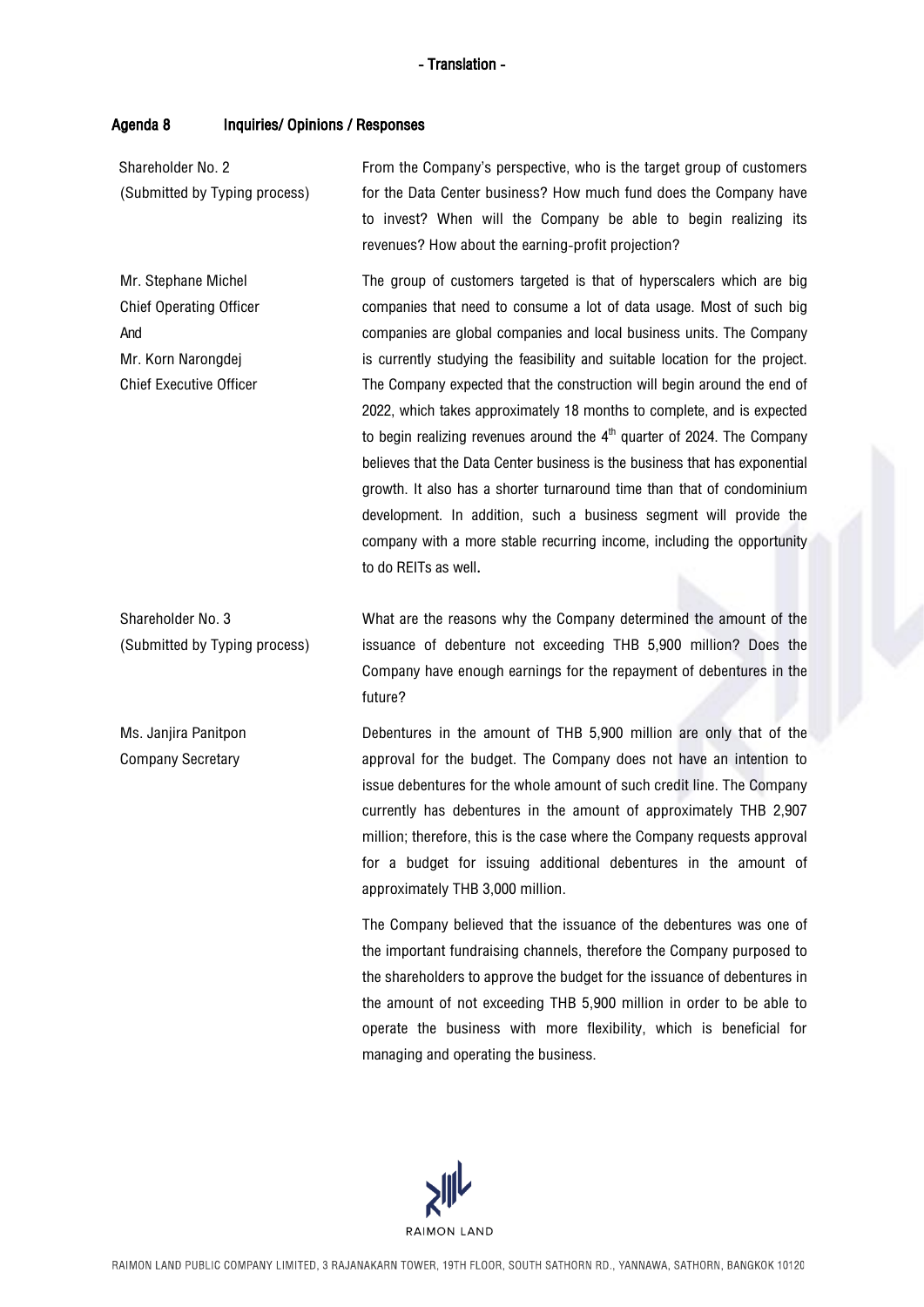- Translation -

## Agenda 8 Inquiries/ Opinions / Responses

| | |
|---|---|
| Shareholder No. 2 (Submitted by Typing process) | From the Company's perspective, who is the target group of customers for the Data Center business? How much fund does the Company have to invest? When will the Company be able to begin realizing its revenues? How about the earning-profit projection? |
| Mr. Stephane Michel Chief Operating Officer And Mr. Korn Narongdej Chief Executive Officer | The group of customers targeted is that of hyperscalers which are big companies that need to consume a lot of data usage. Most of such big companies are global companies and local business units. The Company is currently studying the feasibility and suitable location for the project. The Company expected that the construction will begin around the end of 2022, which takes approximately 18 months to complete, and is expected to begin realizing revenues around the 4th quarter of 2024. The Company believes that the Data Center business is the business that has exponential growth. It also has a shorter turnaround time than that of condominium development. In addition, such a business segment will provide the company with a more stable recurring income, including the opportunity to do REITs as well. |
| Shareholder No. 3 (Submitted by Typing process) | What are the reasons why the Company determined the amount of the issuance of debenture not exceeding THB 5,900 million? Does the Company have enough earnings for the repayment of debentures in the future? |
| Ms. Janjira Panitpon Company Secretary | Debentures in the amount of THB 5,900 million are only that of the approval for the budget. The Company does not have an intention to issue debentures for the whole amount of such credit line. The Company currently has debentures in the amount of approximately THB 2,907 million; therefore, this is the case where the Company requests approval for a budget for issuing additional debentures in the amount of approximately THB 3,000 million.<br><br>The Company believed that the issuance of the debentures was one of the important fundraising channels, therefore the Company purposed to the shareholders to approve the budget for the issuance of debentures in the amount of not exceeding THB 5,900 million in order to be able to operate the business with more flexibility, which is beneficial for managing and operating the business. |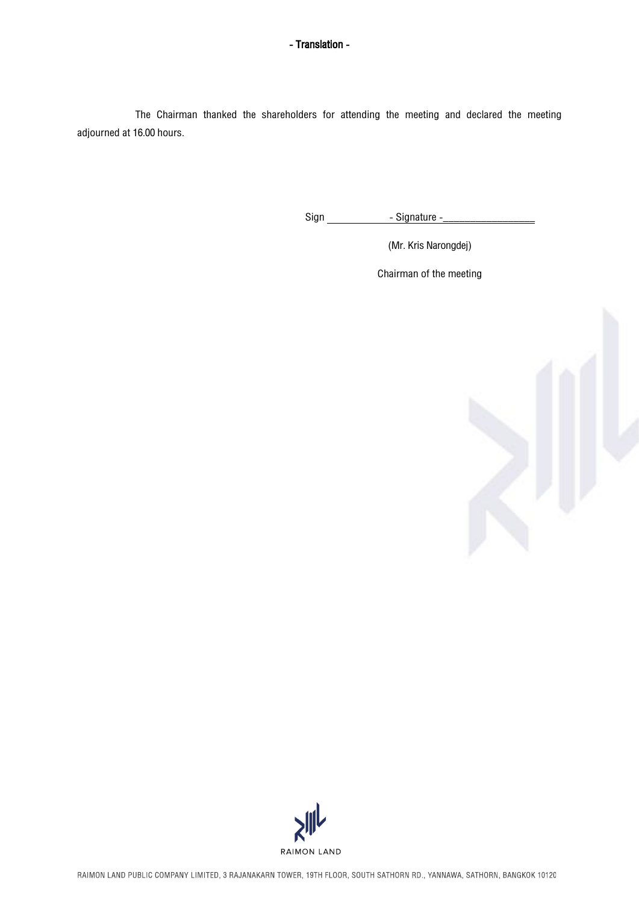- Translation -

The Chairman thanked the shareholders for attending the meeting and declared the meeting adjourned at 16.00 hours.

Sign ____________- Signature -________________

(Mr. Kris Narongdej)

Chairman of the meeting